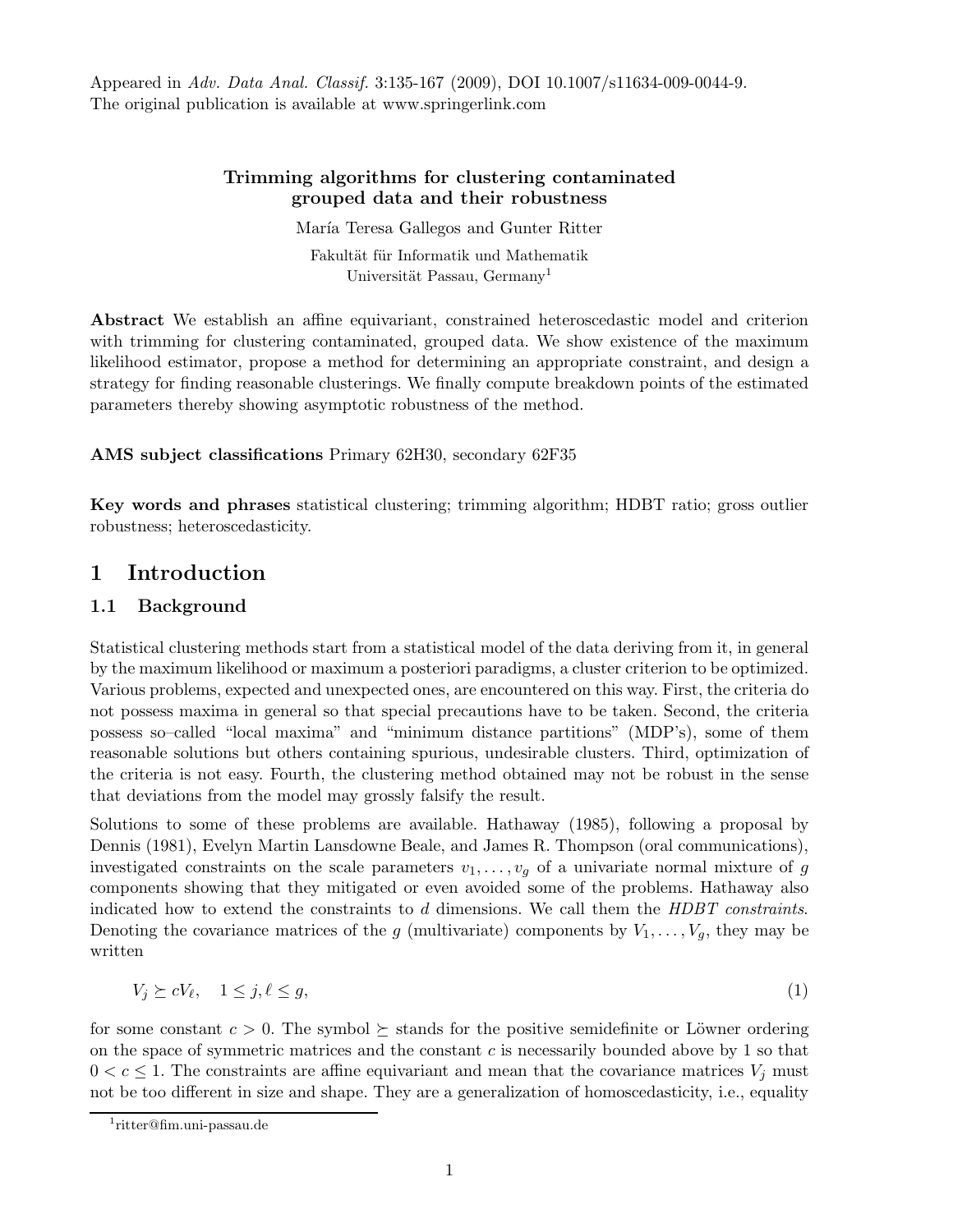Appeared in *Adv. Data Anal. Classif.* 3:135-167 (2009), DOI 10.1007/s11634-009-0044-9.
The original publication is available at www.springerlink.com

# Trimming algorithms for clustering contaminated grouped data and their robustness

María Teresa Gallegos and Gunter Ritter

Fakultät für Informatik und Mathematik
Universität Passau, Germany[1]

**Abstract** We establish an affine equivariant, constrained heteroscedastic model and criterion with trimming for clustering contaminated, grouped data. We show existence of the maximum likelihood estimator, propose a method for determining an appropriate constraint, and design a strategy for finding reasonable clusterings. We finally compute breakdown points of the estimated parameters thereby showing asymptotic robustness of the method.

**AMS subject classifications** Primary 62H30, secondary 62F35

**Key words and phrases** statistical clustering; trimming algorithm; HDBT ratio; gross outlier robustness; heteroscedasticity.

## 1 Introduction

### 1.1 Background

Statistical clustering methods start from a statistical model of the data deriving from it, in general by the maximum likelihood or maximum a posteriori paradigms, a cluster criterion to be optimized. Various problems, expected and unexpected ones, are encountered on this way. First, the criteria do not possess maxima in general so that special precautions have to be taken. Second, the criteria possess so–called "local maxima" and "minimum distance partitions" (MDP's), some of them reasonable solutions but others containing spurious, undesirable clusters. Third, optimization of the criteria is not easy. Fourth, the clustering method obtained may not be robust in the sense that deviations from the model may grossly falsify the result.

Solutions to some of these problems are available. Hathaway (1985), following a proposal by Dennis (1981), Evelyn Martin Lansdowne Beale, and James R. Thompson (oral communications), investigated constraints on the scale parameters $v_1, \dots, v_g$ of a univariate normal mixture of $g$ components showing that they mitigated or even avoided some of the problems. Hathaway also indicated how to extend the constraints to $d$ dimensions. We call them the *HDBT constraints*. Denoting the covariance matrices of the $g$ (multivariate) components by $V_1, \dots, V_g$, they may be written

$$V_j \succeq cV_\ell, \quad 1 \le j, \ell \le g, \tag{1}$$

for some constant $c > 0$. The symbol $\succeq$ stands for the positive semidefinite or Löwner ordering on the space of symmetric matrices and the constant $c$ is necessarily bounded above by 1 so that $0 < c \le 1$. The constraints are affine equivariant and mean that the covariance matrices $V_j$ must not be too different in size and shape. They are a generalization of homoscedasticity, i.e., equality

[1]ritter@fim.uni-passau.de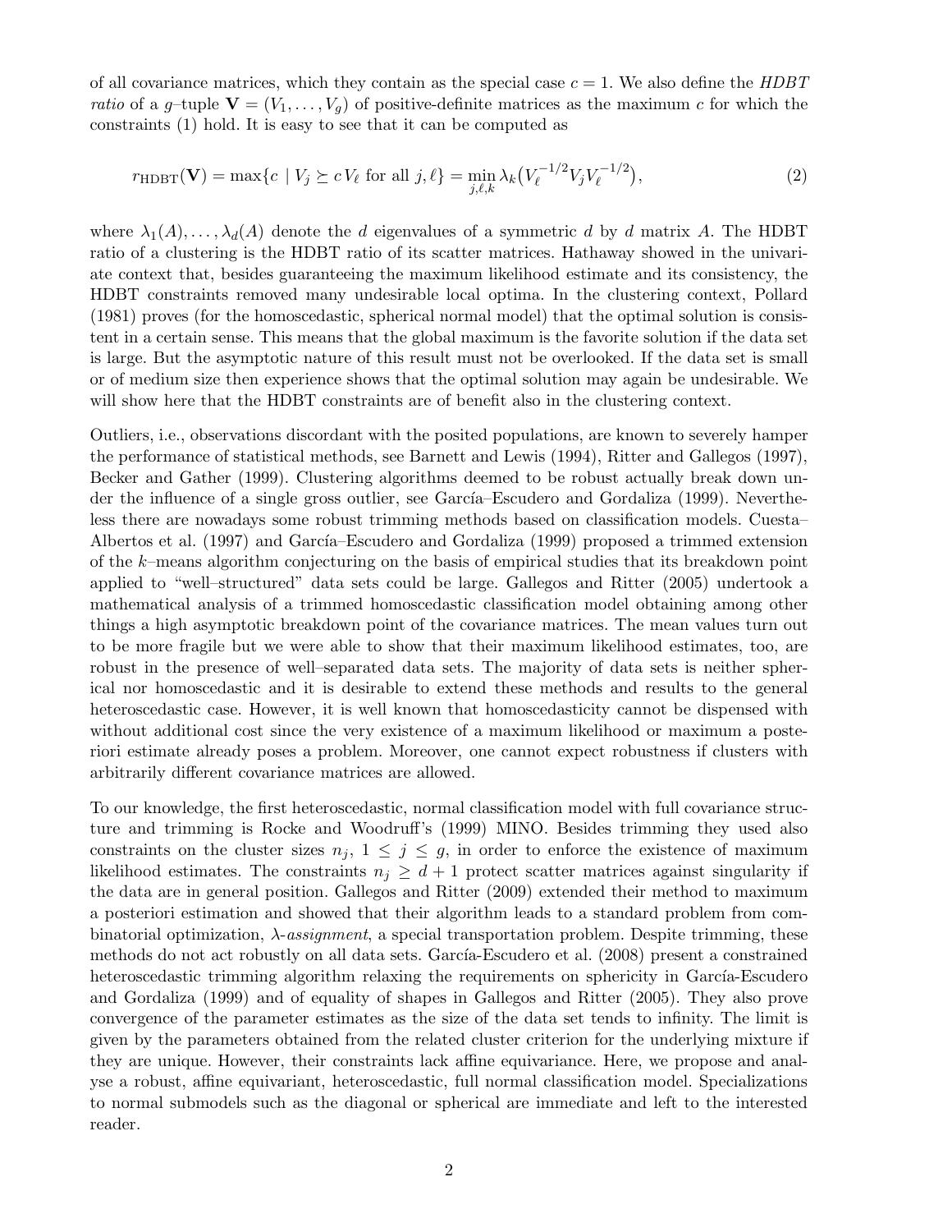of all covariance matrices, which they contain as the special case $c = 1$. We also define the *HDBT ratio* of a $g$–tuple $\mathbf{V} = (V_1, \dots, V_g)$ of positive-definite matrices as the maximum $c$ for which the constraints (1) hold. It is easy to see that it can be computed as

$$r_{\mathrm{HDBT}}(\mathbf{V}) = \max\{c \mid V_j \succeq c\, V_\ell \text{ for all } j, \ell\} = \min_{j,\ell,k} \lambda_k\big(V_\ell^{-1/2} V_j V_\ell^{-1/2}\big), \tag{2}$$

where $\lambda_1(A), \dots, \lambda_d(A)$ denote the $d$ eigenvalues of a symmetric $d$ by $d$ matrix $A$. The HDBT ratio of a clustering is the HDBT ratio of its scatter matrices. Hathaway showed in the univariate context that, besides guaranteeing the maximum likelihood estimate and its consistency, the HDBT constraints removed many undesirable local optima. In the clustering context, Pollard (1981) proves (for the homoscedastic, spherical normal model) that the optimal solution is consistent in a certain sense. This means that the global maximum is the favorite solution if the data set is large. But the asymptotic nature of this result must not be overlooked. If the data set is small or of medium size then experience shows that the optimal solution may again be undesirable. We will show here that the HDBT constraints are of benefit also in the clustering context.

Outliers, i.e., observations discordant with the posited populations, are known to severely hamper the performance of statistical methods, see Barnett and Lewis (1994), Ritter and Gallegos (1997), Becker and Gather (1999). Clustering algorithms deemed to be robust actually break down under the influence of a single gross outlier, see García–Escudero and Gordaliza (1999). Nevertheless there are nowadays some robust trimming methods based on classification models. Cuesta–Albertos et al. (1997) and García–Escudero and Gordaliza (1999) proposed a trimmed extension of the $k$–means algorithm conjecturing on the basis of empirical studies that its breakdown point applied to "well–structured" data sets could be large. Gallegos and Ritter (2005) undertook a mathematical analysis of a trimmed homoscedastic classification model obtaining among other things a high asymptotic breakdown point of the covariance matrices. The mean values turn out to be more fragile but we were able to show that their maximum likelihood estimates, too, are robust in the presence of well–separated data sets. The majority of data sets is neither spherical nor homoscedastic and it is desirable to extend these methods and results to the general heteroscedastic case. However, it is well known that homoscedasticity cannot be dispensed with without additional cost since the very existence of a maximum likelihood or maximum a posteriori estimate already poses a problem. Moreover, one cannot expect robustness if clusters with arbitrarily different covariance matrices are allowed.

To our knowledge, the first heteroscedastic, normal classification model with full covariance structure and trimming is Rocke and Woodruff's (1999) MINO. Besides trimming they used also constraints on the cluster sizes $n_j$, $1 \le j \le g$, in order to enforce the existence of maximum likelihood estimates. The constraints $n_j \ge d + 1$ protect scatter matrices against singularity if the data are in general position. Gallegos and Ritter (2009) extended their method to maximum a posteriori estimation and showed that their algorithm leads to a standard problem from combinatorial optimization, $\lambda$-*assignment*, a special transportation problem. Despite trimming, these methods do not act robustly on all data sets. García-Escudero et al. (2008) present a constrained heteroscedastic trimming algorithm relaxing the requirements on sphericity in García-Escudero and Gordaliza (1999) and of equality of shapes in Gallegos and Ritter (2005). They also prove convergence of the parameter estimates as the size of the data set tends to infinity. The limit is given by the parameters obtained from the related cluster criterion for the underlying mixture if they are unique. However, their constraints lack affine equivariance. Here, we propose and analyse a robust, affine equivariant, heteroscedastic, full normal classification model. Specializations to normal submodels such as the diagonal or spherical are immediate and left to the interested reader.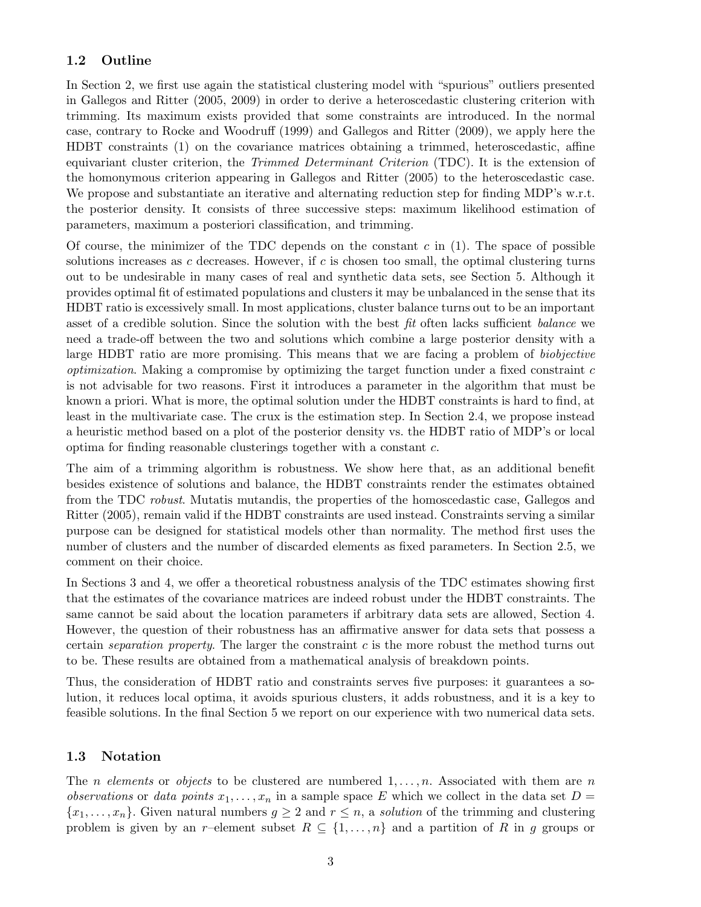### 1.2 Outline

In Section 2, we first use again the statistical clustering model with "spurious" outliers presented in Gallegos and Ritter (2005, 2009) in order to derive a heteroscedastic clustering criterion with trimming. Its maximum exists provided that some constraints are introduced. In the normal case, contrary to Rocke and Woodruff (1999) and Gallegos and Ritter (2009), we apply here the HDBT constraints (1) on the covariance matrices obtaining a trimmed, heteroscedastic, affine equivariant cluster criterion, the *Trimmed Determinant Criterion* (TDC). It is the extension of the homonymous criterion appearing in Gallegos and Ritter (2005) to the heteroscedastic case. We propose and substantiate an iterative and alternating reduction step for finding MDP's w.r.t. the posterior density. It consists of three successive steps: maximum likelihood estimation of parameters, maximum a posteriori classification, and trimming.

Of course, the minimizer of the TDC depends on the constant $c$ in (1). The space of possible solutions increases as $c$ decreases. However, if $c$ is chosen too small, the optimal clustering turns out to be undesirable in many cases of real and synthetic data sets, see Section 5. Although it provides optimal fit of estimated populations and clusters it may be unbalanced in the sense that its HDBT ratio is excessively small. In most applications, cluster balance turns out to be an important asset of a credible solution. Since the solution with the best *fit* often lacks sufficient *balance* we need a trade-off between the two and solutions which combine a large posterior density with a large HDBT ratio are more promising. This means that we are facing a problem of *biobjective optimization*. Making a compromise by optimizing the target function under a fixed constraint $c$ is not advisable for two reasons. First it introduces a parameter in the algorithm that must be known a priori. What is more, the optimal solution under the HDBT constraints is hard to find, at least in the multivariate case. The crux is the estimation step. In Section 2.4, we propose instead a heuristic method based on a plot of the posterior density vs. the HDBT ratio of MDP's or local optima for finding reasonable clusterings together with a constant $c$.

The aim of a trimming algorithm is robustness. We show here that, as an additional benefit besides existence of solutions and balance, the HDBT constraints render the estimates obtained from the TDC *robust*. Mutatis mutandis, the properties of the homoscedastic case, Gallegos and Ritter (2005), remain valid if the HDBT constraints are used instead. Constraints serving a similar purpose can be designed for statistical models other than normality. The method first uses the number of clusters and the number of discarded elements as fixed parameters. In Section 2.5, we comment on their choice.

In Sections 3 and 4, we offer a theoretical robustness analysis of the TDC estimates showing first that the estimates of the covariance matrices are indeed robust under the HDBT constraints. The same cannot be said about the location parameters if arbitrary data sets are allowed, Section 4. However, the question of their robustness has an affirmative answer for data sets that possess a certain *separation property*. The larger the constraint $c$ is the more robust the method turns out to be. These results are obtained from a mathematical analysis of breakdown points.

Thus, the consideration of HDBT ratio and constraints serves five purposes: it guarantees a solution, it reduces local optima, it avoids spurious clusters, it adds robustness, and it is a key to feasible solutions. In the final Section 5 we report on our experience with two numerical data sets.

### 1.3 Notation

The $n$ *elements* or *objects* to be clustered are numbered $1, \ldots, n$. Associated with them are $n$ *observations* or *data points* $x_1, \ldots, x_n$ in a sample space $E$ which we collect in the data set $D = \{x_1, \ldots, x_n\}$. Given natural numbers $g \geq 2$ and $r \leq n$, a *solution* of the trimming and clustering problem is given by an $r$–element subset $R \subseteq \{1, \ldots, n\}$ and a partition of $R$ in $g$ groups or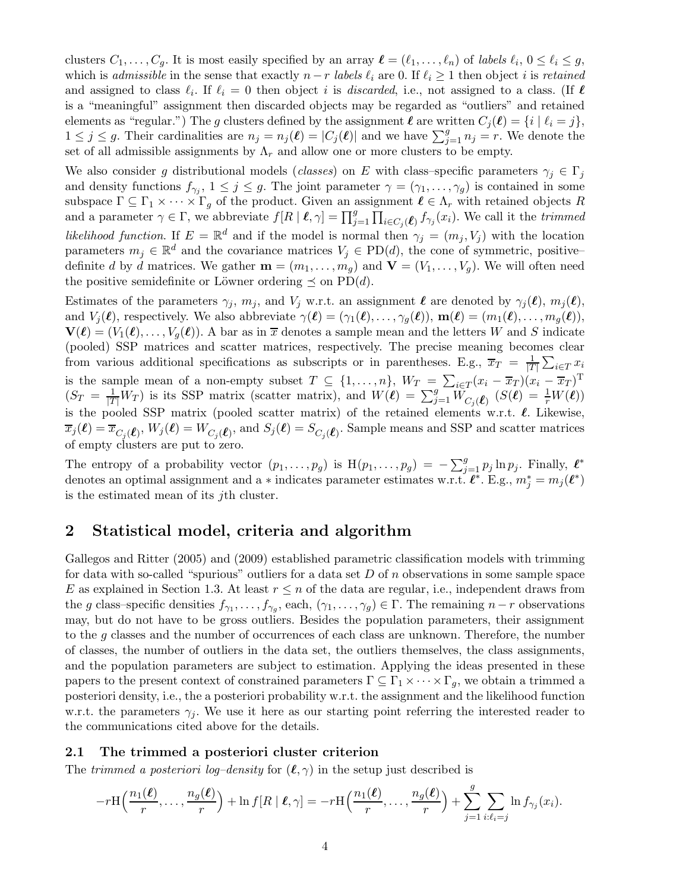clusters $C_1, \ldots, C_g$. It is most easily specified by an array $\boldsymbol{\ell} = (\ell_1, \ldots, \ell_n)$ of *labels* $\ell_i$, $0 \le \ell_i \le g$, which is *admissible* in the sense that exactly $n - r$ *labels* $\ell_i$ are 0. If $\ell_i \ge 1$ then object $i$ is *retained* and assigned to class $\ell_i$. If $\ell_i = 0$ then object $i$ is *discarded*, i.e., not assigned to a class. (If $\boldsymbol{\ell}$ is a "meaningful" assignment then discarded objects may be regarded as "outliers" and retained elements as "regular.") The $g$ clusters defined by the assignment $\boldsymbol{\ell}$ are written $C_j(\boldsymbol{\ell}) = \{i \mid \ell_i = j\}$, $1 \le j \le g$. Their cardinalities are $n_j = n_j(\boldsymbol{\ell}) = |C_j(\boldsymbol{\ell})|$ and we have $\sum_{j=1}^{g} n_j = r$. We denote the set of all admissible assignments by $\Lambda_r$ and allow one or more clusters to be empty.

We also consider $g$ distributional models (*classes*) on $E$ with class–specific parameters $\gamma_j \in \Gamma_j$ and density functions $f_{\gamma_j}$, $1 \le j \le g$. The joint parameter $\gamma = (\gamma_1, \ldots, \gamma_g)$ is contained in some subspace $\Gamma \subseteq \Gamma_1 \times \cdots \times \Gamma_g$ of the product. Given an assignment $\boldsymbol{\ell} \in \Lambda_r$ with retained objects $R$ and a parameter $\gamma \in \Gamma$, we abbreviate $f[R \mid \boldsymbol{\ell}, \gamma] = \prod_{j=1}^{g} \prod_{i \in C_j(\boldsymbol{\ell})} f_{\gamma_j}(x_i)$. We call it the *trimmed likelihood function*. If $E = \mathbb{R}^d$ and if the model is normal then $\gamma_j = (m_j, V_j)$ with the location parameters $m_j \in \mathbb{R}^d$ and the covariance matrices $V_j \in \mathrm{PD}(d)$, the cone of symmetric, positive–definite $d$ by $d$ matrices. We gather $\mathbf{m} = (m_1, \ldots, m_g)$ and $\mathbf{V} = (V_1, \ldots, V_g)$. We will often need the positive semidefinite or Löwner ordering $\preceq$ on $\mathrm{PD}(d)$.

Estimates of the parameters $\gamma_j$, $m_j$, and $V_j$ w.r.t. an assignment $\boldsymbol{\ell}$ are denoted by $\gamma_j(\boldsymbol{\ell})$, $m_j(\boldsymbol{\ell})$, and $V_j(\boldsymbol{\ell})$, respectively. We also abbreviate $\gamma(\boldsymbol{\ell}) = (\gamma_1(\boldsymbol{\ell}), \ldots, \gamma_g(\boldsymbol{\ell}))$, $\mathbf{m}(\boldsymbol{\ell}) = (m_1(\boldsymbol{\ell}), \ldots, m_g(\boldsymbol{\ell}))$, $\mathbf{V}(\boldsymbol{\ell}) = (V_1(\boldsymbol{\ell}), \ldots, V_g(\boldsymbol{\ell}))$. A bar as in $\overline{x}$ denotes a sample mean and the letters $W$ and $S$ indicate (pooled) SSP matrices and scatter matrices, respectively. The precise meaning becomes clear from various additional specifications as subscripts or in parentheses. E.g., $\overline{x}_T = \frac{1}{|T|} \sum_{i \in T} x_i$ is the sample mean of a non-empty subset $T \subseteq \{1, \ldots, n\}$, $W_T = \sum_{i \in T} (x_i - \overline{x}_T)(x_i - \overline{x}_T)^{\mathrm{T}}$ ($S_T = \frac{1}{|T|} W_T$) is its SSP matrix (scatter matrix), and $W(\boldsymbol{\ell}) = \sum_{j=1}^{g} W_{C_j(\boldsymbol{\ell})}$ ($S(\boldsymbol{\ell}) = \frac{1}{r} W(\boldsymbol{\ell})$) is the pooled SSP matrix (pooled scatter matrix) of the retained elements w.r.t. $\boldsymbol{\ell}$. Likewise, $\overline{x}_j(\boldsymbol{\ell}) = \overline{x}_{C_j(\boldsymbol{\ell})}$, $W_j(\boldsymbol{\ell}) = W_{C_j(\boldsymbol{\ell})}$, and $S_j(\boldsymbol{\ell}) = S_{C_j(\boldsymbol{\ell})}$. Sample means and SSP and scatter matrices of empty clusters are put to zero.

The entropy of a probability vector $(p_1, \ldots, p_g)$ is $\mathrm{H}(p_1, \ldots, p_g) = -\sum_{j=1}^{g} p_j \ln p_j$. Finally, $\boldsymbol{\ell}^*$ denotes an optimal assignment and a $*$ indicates parameter estimates w.r.t. $\boldsymbol{\ell}^*$. E.g., $m_j^* = m_j(\boldsymbol{\ell}^*)$ is the estimated mean of its $j$th cluster.

## 2 Statistical model, criteria and algorithm

Gallegos and Ritter (2005) and (2009) established parametric classification models with trimming for data with so-called "spurious" outliers for a data set $D$ of $n$ observations in some sample space $E$ as explained in Section 1.3. At least $r \le n$ of the data are regular, i.e., independent draws from the $g$ class–specific densities $f_{\gamma_1}, \ldots, f_{\gamma_g}$, each, $(\gamma_1, \ldots, \gamma_g) \in \Gamma$. The remaining $n - r$ observations may, but do not have to be gross outliers. Besides the population parameters, their assignment to the $g$ classes and the number of occurrences of each class are unknown. Therefore, the number of classes, the number of outliers in the data set, the outliers themselves, the class assignments, and the population parameters are subject to estimation. Applying the ideas presented in these papers to the present context of constrained parameters $\Gamma \subseteq \Gamma_1 \times \cdots \times \Gamma_g$, we obtain a trimmed a posteriori density, i.e., the a posteriori probability w.r.t. the assignment and the likelihood function w.r.t. the parameters $\gamma_j$. We use it here as our starting point referring the interested reader to the communications cited above for the details.

### 2.1 The trimmed a posteriori cluster criterion

The *trimmed a posteriori log–density* for $(\boldsymbol{\ell}, \gamma)$ in the setup just described is

$$-r\mathrm{H}\Big(\frac{n_1(\boldsymbol{\ell})}{r}, \ldots, \frac{n_g(\boldsymbol{\ell})}{r}\Big) + \ln f[R \mid \boldsymbol{\ell}, \gamma] = -r\mathrm{H}\Big(\frac{n_1(\boldsymbol{\ell})}{r}, \ldots, \frac{n_g(\boldsymbol{\ell})}{r}\Big) + \sum_{j=1}^{g} \sum_{i : \ell_i = j} \ln f_{\gamma_j}(x_i).$$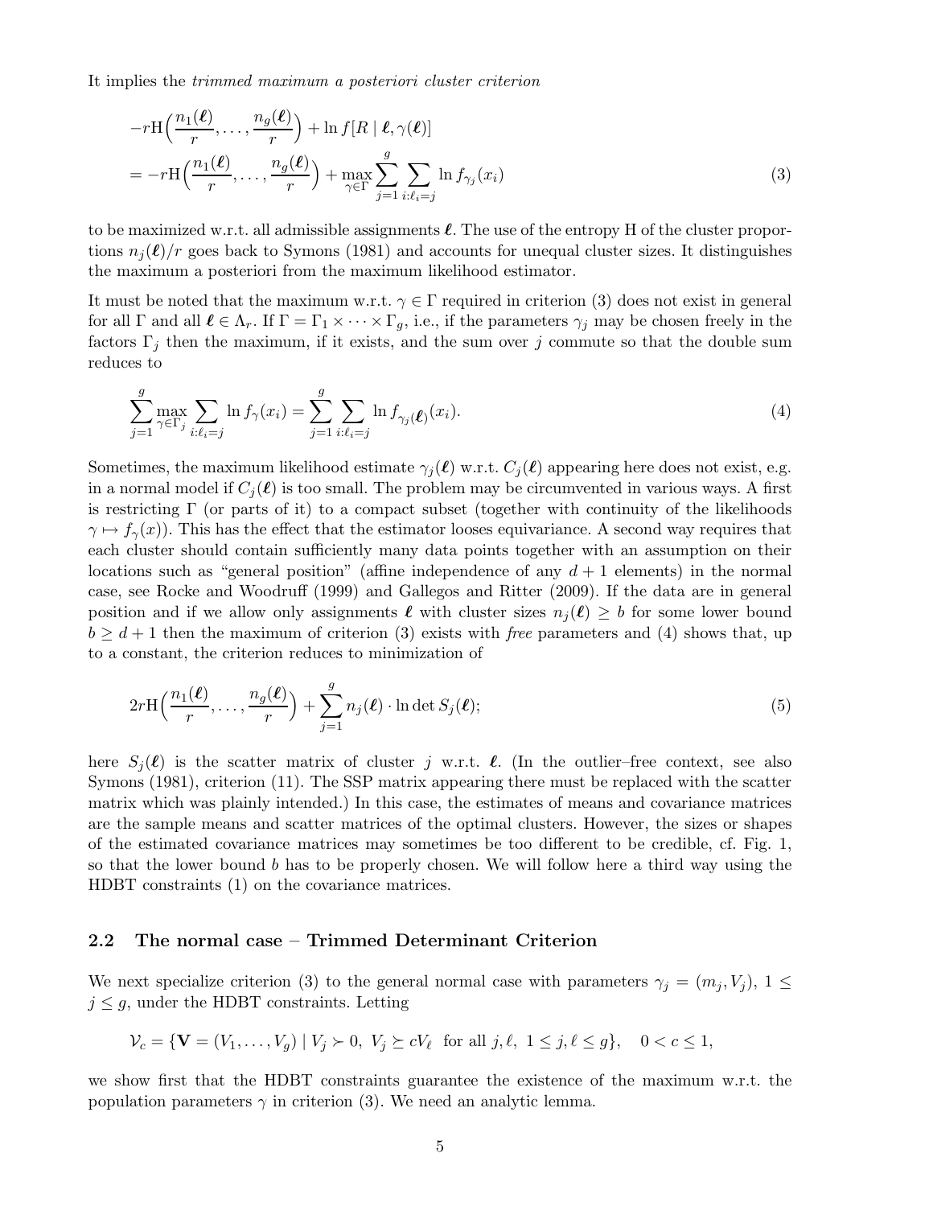It implies the *trimmed maximum a posteriori cluster criterion*

$$
\begin{aligned}
&-r\mathrm{H}\Big(\frac{n_1(\boldsymbol{\ell})}{r},\dots,\frac{n_g(\boldsymbol{\ell})}{r}\Big) + \ln f[R \mid \boldsymbol{\ell},\gamma(\boldsymbol{\ell})]\\
&= -r\mathrm{H}\Big(\frac{n_1(\boldsymbol{\ell})}{r},\dots,\frac{n_g(\boldsymbol{\ell})}{r}\Big) + \max_{\gamma\in\Gamma}\sum_{j=1}^{g}\sum_{i:\ell_i=j}\ln f_{\gamma_j}(x_i) \qquad (3)
\end{aligned}
$$

to be maximized w.r.t. all admissible assignments $\boldsymbol{\ell}$. The use of the entropy H of the cluster proportions $n_j(\boldsymbol{\ell})/r$ goes back to Symons (1981) and accounts for unequal cluster sizes. It distinguishes the maximum a posteriori from the maximum likelihood estimator.

It must be noted that the maximum w.r.t. $\gamma \in \Gamma$ required in criterion (3) does not exist in general for all $\Gamma$ and all $\boldsymbol{\ell} \in \Lambda_r$. If $\Gamma = \Gamma_1 \times \cdots \times \Gamma_g$, i.e., if the parameters $\gamma_j$ may be chosen freely in the factors $\Gamma_j$ then the maximum, if it exists, and the sum over $j$ commute so that the double sum reduces to

$$
\sum_{j=1}^{g}\max_{\gamma\in\Gamma_j}\sum_{i:\ell_i=j}\ln f_{\gamma}(x_i) = \sum_{j=1}^{g}\sum_{i:\ell_i=j}\ln f_{\gamma_j(\boldsymbol{\ell})}(x_i). \qquad (4)
$$

Sometimes, the maximum likelihood estimate $\gamma_j(\boldsymbol{\ell})$ w.r.t. $C_j(\boldsymbol{\ell})$ appearing here does not exist, e.g. in a normal model if $C_j(\boldsymbol{\ell})$ is too small. The problem may be circumvented in various ways. A first is restricting $\Gamma$ (or parts of it) to a compact subset (together with continuity of the likelihoods $\gamma \mapsto f_\gamma(x)$). This has the effect that the estimator looses equivariance. A second way requires that each cluster should contain sufficiently many data points together with an assumption on their locations such as "general position" (affine independence of any $d+1$ elements) in the normal case, see Rocke and Woodruff (1999) and Gallegos and Ritter (2009). If the data are in general position and if we allow only assignments $\boldsymbol{\ell}$ with cluster sizes $n_j(\boldsymbol{\ell}) \geq b$ for some lower bound $b \geq d+1$ then the maximum of criterion (3) exists with *free* parameters and (4) shows that, up to a constant, the criterion reduces to minimization of

$$
2r\mathrm{H}\Big(\frac{n_1(\boldsymbol{\ell})}{r},\dots,\frac{n_g(\boldsymbol{\ell})}{r}\Big) + \sum_{j=1}^{g} n_j(\boldsymbol{\ell})\cdot \ln\det S_j(\boldsymbol{\ell}); \qquad (5)
$$

here $S_j(\boldsymbol{\ell})$ is the scatter matrix of cluster $j$ w.r.t. $\boldsymbol{\ell}$. (In the outlier–free context, see also Symons (1981), criterion (11). The SSP matrix appearing there must be replaced with the scatter matrix which was plainly intended.) In this case, the estimates of means and covariance matrices are the sample means and scatter matrices of the optimal clusters. However, the sizes or shapes of the estimated covariance matrices may sometimes be too different to be credible, cf. Fig. 1, so that the lower bound $b$ has to be properly chosen. We will follow here a third way using the HDBT constraints (1) on the covariance matrices.

### 2.2 The normal case – Trimmed Determinant Criterion

We next specialize criterion (3) to the general normal case with parameters $\gamma_j = (m_j, V_j)$, $1 \leq j \leq g$, under the HDBT constraints. Letting

$$
\mathcal{V}_c = \{\mathbf{V} = (V_1,\dots,V_g) \mid V_j \succ 0,\ V_j \succeq cV_\ell \ \text{ for all } j,\ell,\ 1 \leq j,\ell \leq g\}, \quad 0 < c \leq 1,
$$

we show first that the HDBT constraints guarantee the existence of the maximum w.r.t. the population parameters $\gamma$ in criterion (3). We need an analytic lemma.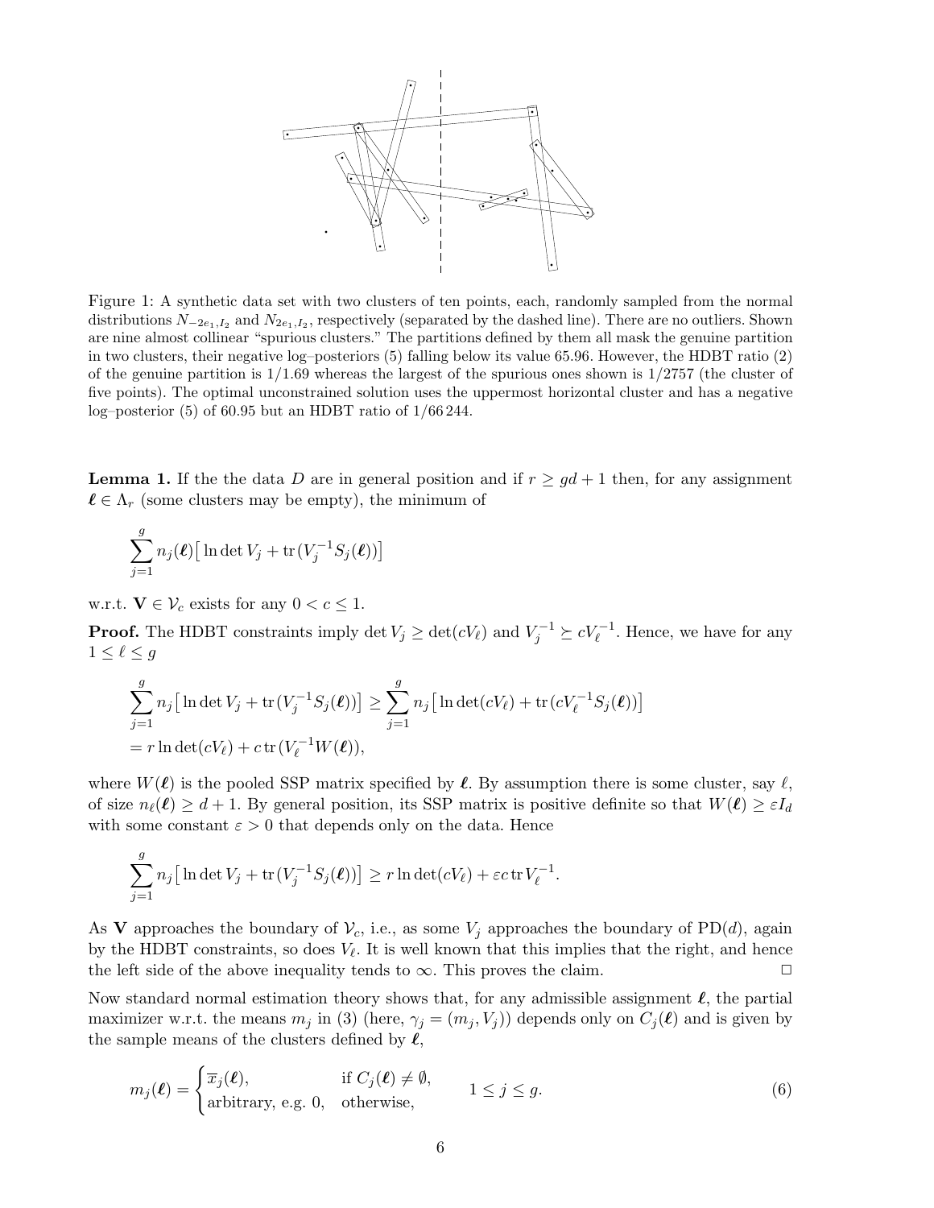Figure 1: A synthetic data set with two clusters of ten points, each, randomly sampled from the normal distributions $N_{-2e_1,I_2}$ and $N_{2e_1,I_2}$, respectively (separated by the dashed line). There are no outliers. Shown are nine almost collinear "spurious clusters." The partitions defined by them all mask the genuine partition in two clusters, their negative log–posteriors (5) falling below its value 65.96. However, the HDBT ratio (2) of the genuine partition is 1/1.69 whereas the largest of the spurious ones shown is 1/2757 (the cluster of five points). The optimal unconstrained solution uses the uppermost horizontal cluster and has a negative log–posterior (5) of 60.95 but an HDBT ratio of 1/66 244.

**Lemma 1.** If the the data $D$ are in general position and if $r \geq gd+1$ then, for any assignment $\boldsymbol{\ell} \in \Lambda_r$ (some clusters may be empty), the minimum of

$$\sum_{j=1}^{g} n_j(\boldsymbol{\ell})\big[\ln\det V_j + \operatorname{tr}(V_j^{-1}S_j(\boldsymbol{\ell}))\big]$$

w.r.t. $\mathbf{V} \in \mathcal{V}_c$ exists for any $0 < c \leq 1$.

**Proof.** The HDBT constraints imply $\det V_j \geq \det(cV_\ell)$ and $V_j^{-1} \succeq cV_\ell^{-1}$. Hence, we have for any $1 \leq \ell \leq g$

$$\begin{aligned}
&\sum_{j=1}^{g} n_j\big[\ln\det V_j + \operatorname{tr}(V_j^{-1}S_j(\boldsymbol{\ell}))\big] \geq \sum_{j=1}^{g} n_j\big[\ln\det(cV_\ell) + \operatorname{tr}(cV_\ell^{-1}S_j(\boldsymbol{\ell}))\big] \\
&= r\ln\det(cV_\ell) + c\operatorname{tr}(V_\ell^{-1}W(\boldsymbol{\ell})),
\end{aligned}$$

where $W(\boldsymbol{\ell})$ is the pooled SSP matrix specified by $\boldsymbol{\ell}$. By assumption there is some cluster, say $\ell$, of size $n_\ell(\boldsymbol{\ell}) \geq d+1$. By general position, its SSP matrix is positive definite so that $W(\boldsymbol{\ell}) \geq \varepsilon I_d$ with some constant $\varepsilon > 0$ that depends only on the data. Hence

$$\sum_{j=1}^{g} n_j\big[\ln\det V_j + \operatorname{tr}(V_j^{-1}S_j(\boldsymbol{\ell}))\big] \geq r\ln\det(cV_\ell) + \varepsilon c\operatorname{tr}V_\ell^{-1}.$$

As $\mathbf{V}$ approaches the boundary of $\mathcal{V}_c$, i.e., as some $V_j$ approaches the boundary of PD$(d)$, again by the HDBT constraints, so does $V_\ell$. It is well known that this implies that the right, and hence the left side of the above inequality tends to $\infty$. This proves the claim. □

Now standard normal estimation theory shows that, for any admissible assignment $\boldsymbol{\ell}$, the partial maximizer w.r.t. the means $m_j$ in (3) (here, $\gamma_j = (m_j, V_j)$) depends only on $C_j(\boldsymbol{\ell})$ and is given by the sample means of the clusters defined by $\boldsymbol{\ell}$,

$$m_j(\boldsymbol{\ell}) = \begin{cases} \overline{x}_j(\boldsymbol{\ell}), & \text{if } C_j(\boldsymbol{\ell}) \neq \emptyset, \\ \text{arbitrary, e.g. } 0, & \text{otherwise,} \end{cases} \qquad 1 \leq j \leq g. \tag{6}$$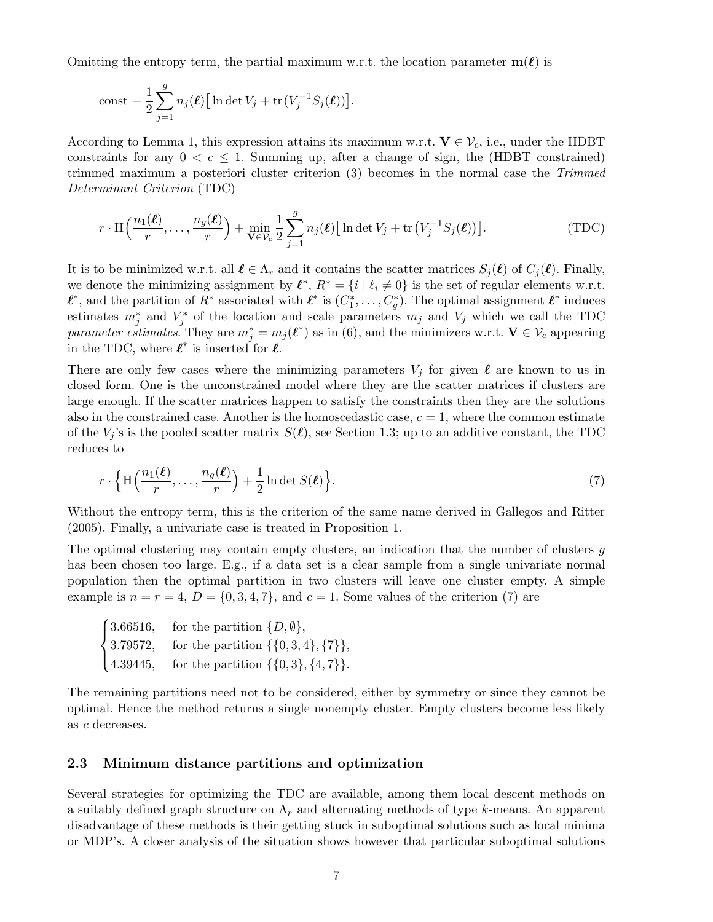Omitting the entropy term, the partial maximum w.r.t. the location parameter $\mathbf{m}(\boldsymbol{\ell})$ is

$$\text{const} - \frac{1}{2}\sum_{j=1}^{g} n_j(\boldsymbol{\ell})\big[\ln\det V_j + \operatorname{tr}(V_j^{-1}S_j(\boldsymbol{\ell}))\big].$$

According to Lemma 1, this expression attains its maximum w.r.t. $\mathbf{V} \in \mathcal{V}_c$, i.e., under the HDBT constraints for any $0 < c \leq 1$. Summing up, after a change of sign, the (HDBT constrained) trimmed maximum a posteriori cluster criterion (3) becomes in the normal case the *Trimmed Determinant Criterion* (TDC)

$$r \cdot \mathrm{H}\Big(\frac{n_1(\boldsymbol{\ell})}{r}, \ldots, \frac{n_g(\boldsymbol{\ell})}{r}\Big) + \min_{\mathbf{V}\in\mathcal{V}_c} \frac{1}{2}\sum_{j=1}^{g} n_j(\boldsymbol{\ell})\big[\ln\det V_j + \operatorname{tr}\big(V_j^{-1}S_j(\boldsymbol{\ell})\big)\big]. \tag{TDC}$$

It is to be minimized w.r.t. all $\boldsymbol{\ell} \in \Lambda_r$ and it contains the scatter matrices $S_j(\boldsymbol{\ell})$ of $C_j(\boldsymbol{\ell})$. Finally, we denote the minimizing assignment by $\boldsymbol{\ell}^*$, $R^* = \{i \mid \ell_i \neq 0\}$ is the set of regular elements w.r.t. $\boldsymbol{\ell}^*$, and the partition of $R^*$ associated with $\boldsymbol{\ell}^*$ is $(C_1^*, \ldots, C_g^*)$. The optimal assignment $\boldsymbol{\ell}^*$ induces estimates $m_j^*$ and $V_j^*$ of the location and scale parameters $m_j$ and $V_j$ which we call the TDC *parameter estimates*. They are $m_j^* = m_j(\boldsymbol{\ell}^*)$ as in (6), and the minimizers w.r.t. $\mathbf{V} \in \mathcal{V}_c$ appearing in the TDC, where $\boldsymbol{\ell}^*$ is inserted for $\boldsymbol{\ell}$.

There are only few cases where the minimizing parameters $V_j$ for given $\boldsymbol{\ell}$ are known to us in closed form. One is the unconstrained model where they are the scatter matrices if clusters are large enough. If the scatter matrices happen to satisfy the constraints then they are the solutions also in the constrained case. Another is the homoscedastic case, $c = 1$, where the common estimate of the $V_j$'s is the pooled scatter matrix $S(\boldsymbol{\ell})$, see Section 1.3; up to an additive constant, the TDC reduces to

$$r \cdot \Big\{\mathrm{H}\Big(\frac{n_1(\boldsymbol{\ell})}{r}, \ldots, \frac{n_g(\boldsymbol{\ell})}{r}\Big) + \frac{1}{2}\ln\det S(\boldsymbol{\ell})\Big\}. \tag{7}$$

Without the entropy term, this is the criterion of the same name derived in Gallegos and Ritter (2005). Finally, a univariate case is treated in Proposition 1.

The optimal clustering may contain empty clusters, an indication that the number of clusters $g$ has been chosen too large. E.g., if a data set is a clear sample from a single univariate normal population then the optimal partition in two clusters will leave one cluster empty. A simple example is $n = r = 4$, $D = \{0, 3, 4, 7\}$, and $c = 1$. Some values of the criterion (7) are

$$\begin{cases} 3.66516, & \text{for the partition } \{D, \emptyset\}, \\ 3.79572, & \text{for the partition } \{\{0,3,4\},\{7\}\}, \\ 4.39445, & \text{for the partition } \{\{0,3\},\{4,7\}\}. \end{cases}$$

The remaining partitions need not to be considered, either by symmetry or since they cannot be optimal. Hence the method returns a single nonempty cluster. Empty clusters become less likely as $c$ decreases.

### 2.3 Minimum distance partitions and optimization

Several strategies for optimizing the TDC are available, among them local descent methods on a suitably defined graph structure on $\Lambda_r$ and alternating methods of type $k$-means. An apparent disadvantage of these methods is their getting stuck in suboptimal solutions such as local minima or MDP's. A closer analysis of the situation shows however that particular suboptimal solutions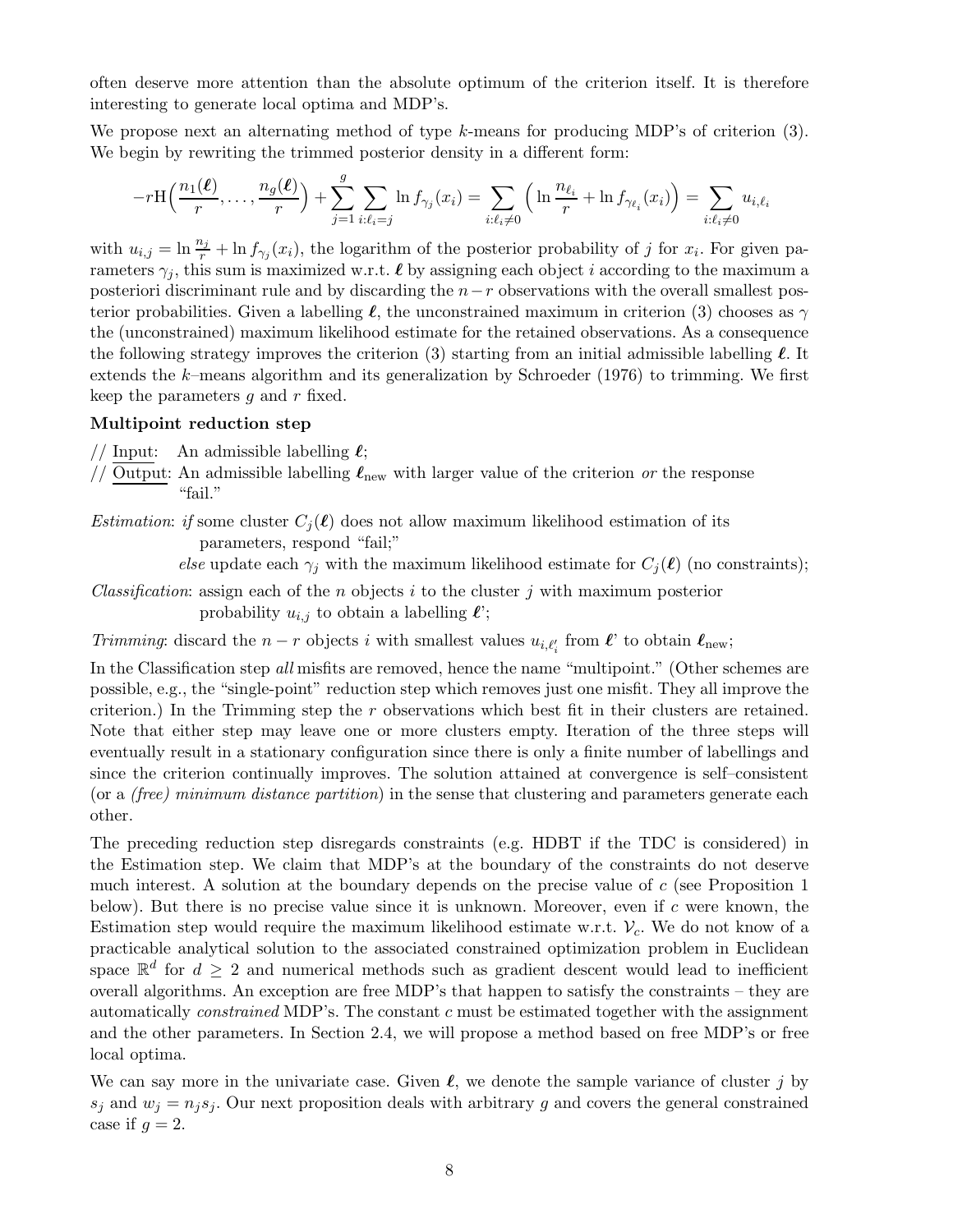often deserve more attention than the absolute optimum of the criterion itself. It is therefore interesting to generate local optima and MDP's.

We propose next an alternating method of type $k$-means for producing MDP's of criterion (3). We begin by rewriting the trimmed posterior density in a different form:

$$-r\mathrm{H}\Big(\frac{n_1(\boldsymbol{\ell})}{r},\ldots,\frac{n_g(\boldsymbol{\ell})}{r}\Big)+\sum_{j=1}^{g}\sum_{i:\ell_i=j}\ln f_{\gamma_j}(x_i)=\sum_{i:\ell_i\neq 0}\Big(\ln\frac{n_{\ell_i}}{r}+\ln f_{\gamma_{\ell_i}}(x_i)\Big)=\sum_{i:\ell_i\neq 0}u_{i,\ell_i}$$

with $u_{i,j}=\ln\frac{n_j}{r}+\ln f_{\gamma_j}(x_i)$, the logarithm of the posterior probability of $j$ for $x_i$. For given parameters $\gamma_j$, this sum is maximized w.r.t. $\boldsymbol{\ell}$ by assigning each object $i$ according to the maximum a posteriori discriminant rule and by discarding the $n-r$ observations with the overall smallest posterior probabilities. Given a labelling $\boldsymbol{\ell}$, the unconstrained maximum in criterion (3) chooses as $\gamma$ the (unconstrained) maximum likelihood estimate for the retained observations. As a consequence the following strategy improves the criterion (3) starting from an initial admissible labelling $\boldsymbol{\ell}$. It extends the $k$–means algorithm and its generalization by Schroeder (1976) to trimming. We first keep the parameters $g$ and $r$ fixed.

**Multipoint reduction step**

// Input: An admissible labelling $\boldsymbol{\ell}$;
// Output: An admissible labelling $\boldsymbol{\ell}_{\text{new}}$ with larger value of the criterion *or* the response "fail."

*Estimation*: *if* some cluster $C_j(\boldsymbol{\ell})$ does not allow maximum likelihood estimation of its parameters, respond "fail;"
*else* update each $\gamma_j$ with the maximum likelihood estimate for $C_j(\boldsymbol{\ell})$ (no constraints);

*Classification*: assign each of the $n$ objects $i$ to the cluster $j$ with maximum posterior probability $u_{i,j}$ to obtain a labelling $\boldsymbol{\ell}$';

*Trimming*: discard the $n-r$ objects $i$ with smallest values $u_{i,\ell'_i}$ from $\boldsymbol{\ell}$' to obtain $\boldsymbol{\ell}_{\text{new}}$;

In the Classification step *all* misfits are removed, hence the name "multipoint." (Other schemes are possible, e.g., the "single-point" reduction step which removes just one misfit. They all improve the criterion.) In the Trimming step the $r$ observations which best fit in their clusters are retained. Note that either step may leave one or more clusters empty. Iteration of the three steps will eventually result in a stationary configuration since there is only a finite number of labellings and since the criterion continually improves. The solution attained at convergence is self–consistent (or a *(free) minimum distance partition*) in the sense that clustering and parameters generate each other.

The preceding reduction step disregards constraints (e.g. HDBT if the TDC is considered) in the Estimation step. We claim that MDP's at the boundary of the constraints do not deserve much interest. A solution at the boundary depends on the precise value of $c$ (see Proposition 1 below). But there is no precise value since it is unknown. Moreover, even if $c$ were known, the Estimation step would require the maximum likelihood estimate w.r.t. $\mathcal{V}_c$. We do not know of a practicable analytical solution to the associated constrained optimization problem in Euclidean space $\mathbb{R}^d$ for $d\geq 2$ and numerical methods such as gradient descent would lead to inefficient overall algorithms. An exception are free MDP's that happen to satisfy the constraints – they are automatically *constrained* MDP's. The constant $c$ must be estimated together with the assignment and the other parameters. In Section 2.4, we will propose a method based on free MDP's or free local optima.

We can say more in the univariate case. Given $\boldsymbol{\ell}$, we denote the sample variance of cluster $j$ by $s_j$ and $w_j=n_js_j$. Our next proposition deals with arbitrary $g$ and covers the general constrained case if $g=2$.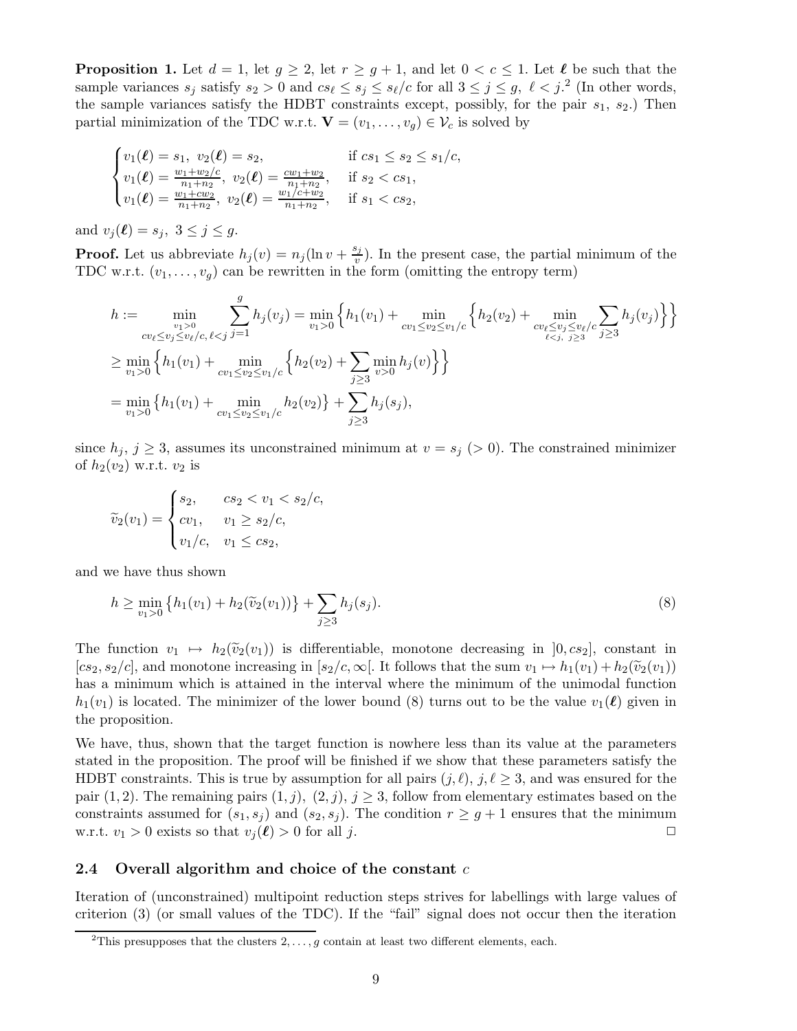**Proposition 1.** Let $d = 1$, let $g \geq 2$, let $r \geq g + 1$, and let $0 < c \leq 1$. Let $\boldsymbol{\ell}$ be such that the sample variances $s_j$ satisfy $s_2 > 0$ and $cs_\ell \leq s_j \leq s_\ell/c$ for all $3 \leq j \leq g$, $\ell < j$.[2] (In other words, the sample variances satisfy the HDBT constraints except, possibly, for the pair $s_1$, $s_2$.) Then partial minimization of the TDC w.r.t. $\mathbf{V} = (v_1, \ldots, v_g) \in \mathcal{V}_c$ is solved by

$$
\begin{cases}
v_1(\boldsymbol{\ell}) = s_1, \ v_2(\boldsymbol{\ell}) = s_2, & \text{if } cs_1 \leq s_2 \leq s_1/c, \\
v_1(\boldsymbol{\ell}) = \frac{w_1 + w_2/c}{n_1 + n_2}, \ v_2(\boldsymbol{\ell}) = \frac{cw_1 + w_2}{n_1 + n_2}, & \text{if } s_2 < cs_1, \\
v_1(\boldsymbol{\ell}) = \frac{w_1 + cw_2}{n_1 + n_2}, \ v_2(\boldsymbol{\ell}) = \frac{w_1/c + w_2}{n_1 + n_2}, & \text{if } s_1 < cs_2,
\end{cases}
$$

and $v_j(\boldsymbol{\ell}) = s_j$, $3 \leq j \leq g$.

**Proof.** Let us abbreviate $h_j(v) = n_j(\ln v + \frac{s_j}{v})$. In the present case, the partial minimum of the TDC w.r.t. $(v_1, \ldots, v_g)$ can be rewritten in the form (omitting the entropy term)

$$
\begin{aligned}
h &:= \min_{\substack{v_1 > 0 \\ cv_\ell \leq v_j \leq v_\ell/c,\, \ell < j}} \sum_{j=1}^{g} h_j(v_j) = \min_{v_1 > 0} \Big\{ h_1(v_1) + \min_{cv_1 \leq v_2 \leq v_1/c} \Big\{ h_2(v_2) + \min_{\substack{cv_\ell \leq v_j \leq v_\ell/c \\ \ell < j,\ j \geq 3}} \sum_{j \geq 3} h_j(v_j) \Big\} \Big\} \\
&\geq \min_{v_1 > 0} \Big\{ h_1(v_1) + \min_{cv_1 \leq v_2 \leq v_1/c} \Big\{ h_2(v_2) + \sum_{j \geq 3} \min_{v > 0} h_j(v) \Big\} \Big\} \\
&= \min_{v_1 > 0} \big\{ h_1(v_1) + \min_{cv_1 \leq v_2 \leq v_1/c} h_2(v_2) \big\} + \sum_{j \geq 3} h_j(s_j),
\end{aligned}
$$

since $h_j$, $j \geq 3$, assumes its unconstrained minimum at $v = s_j$ ($> 0$). The constrained minimizer of $h_2(v_2)$ w.r.t. $v_2$ is

$$
\widetilde{v}_2(v_1) = \begin{cases}
s_2, & cs_2 < v_1 < s_2/c, \\
cv_1, & v_1 \geq s_2/c, \\
v_1/c, & v_1 \leq cs_2,
\end{cases}
$$

and we have thus shown

$$
h \geq \min_{v_1 > 0} \big\{ h_1(v_1) + h_2(\widetilde{v}_2(v_1)) \big\} + \sum_{j \geq 3} h_j(s_j). \tag{8}
$$

The function $v_1 \mapsto h_2(\widetilde{v}_2(v_1))$ is differentiable, monotone decreasing in $]0, cs_2]$, constant in $[cs_2, s_2/c]$, and monotone increasing in $[s_2/c, \infty[$. It follows that the sum $v_1 \mapsto h_1(v_1) + h_2(\widetilde{v}_2(v_1))$ has a minimum which is attained in the interval where the minimum of the unimodal function $h_1(v_1)$ is located. The minimizer of the lower bound (8) turns out to be the value $v_1(\boldsymbol{\ell})$ given in the proposition.

We have, thus, shown that the target function is nowhere less than its value at the parameters stated in the proposition. The proof will be finished if we show that these parameters satisfy the HDBT constraints. This is true by assumption for all pairs $(j, \ell)$, $j, \ell \geq 3$, and was ensured for the pair $(1, 2)$. The remaining pairs $(1, j)$, $(2, j)$, $j \geq 3$, follow from elementary estimates based on the constraints assumed for $(s_1, s_j)$ and $(s_2, s_j)$. The condition $r \geq g + 1$ ensures that the minimum w.r.t. $v_1 > 0$ exists so that $v_j(\boldsymbol{\ell}) > 0$ for all $j$. □

## 2.4 Overall algorithm and choice of the constant $c$

Iteration of (unconstrained) multipoint reduction steps strives for labellings with large values of criterion (3) (or small values of the TDC). If the "fail" signal does not occur then the iteration

[2] This presupposes that the clusters $2, \ldots, g$ contain at least two different elements, each.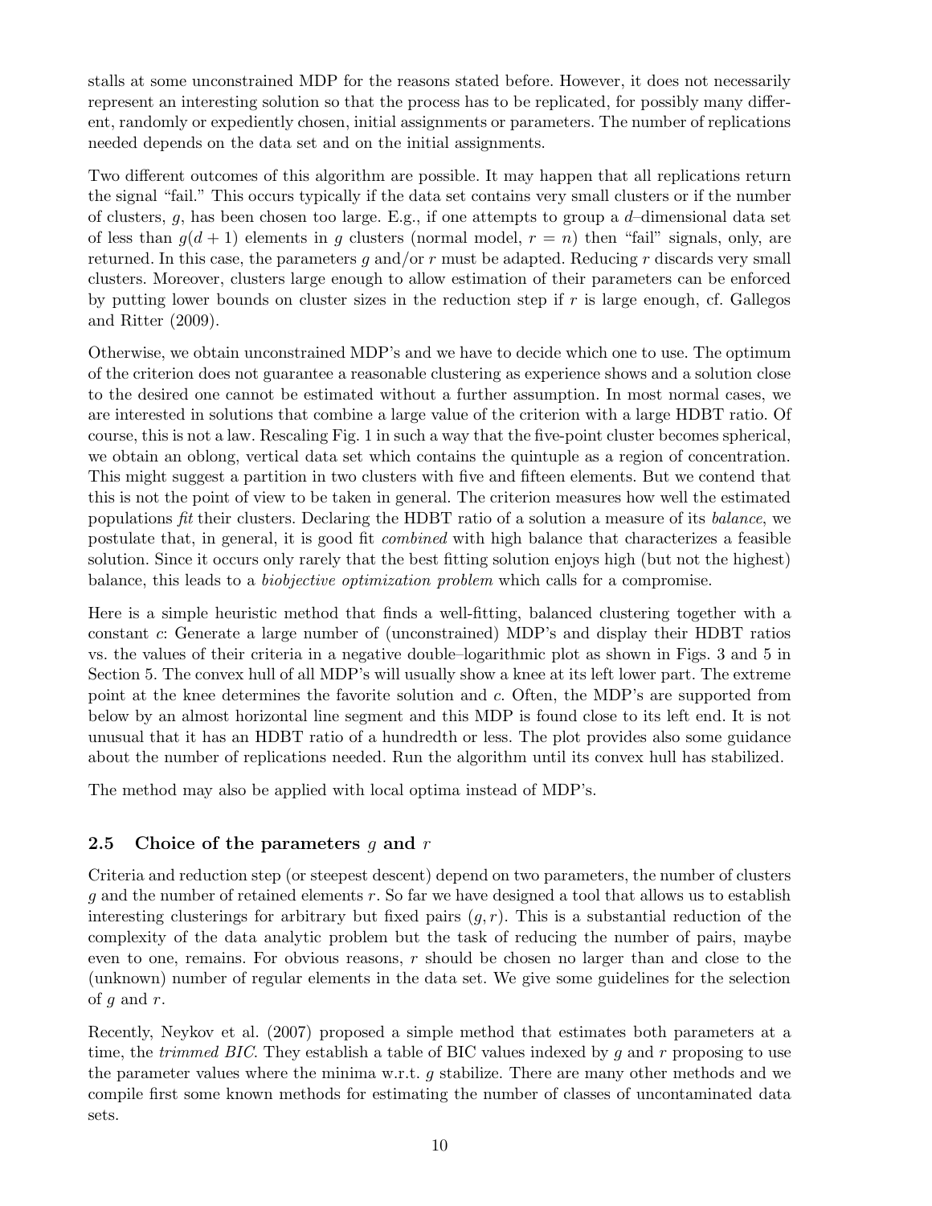stalls at some unconstrained MDP for the reasons stated before. However, it does not necessarily represent an interesting solution so that the process has to be replicated, for possibly many different, randomly or expediently chosen, initial assignments or parameters. The number of replications needed depends on the data set and on the initial assignments.

Two different outcomes of this algorithm are possible. It may happen that all replications return the signal "fail." This occurs typically if the data set contains very small clusters or if the number of clusters, $g$, has been chosen too large. E.g., if one attempts to group a $d$–dimensional data set of less than $g(d+1)$ elements in $g$ clusters (normal model, $r = n$) then "fail" signals, only, are returned. In this case, the parameters $g$ and/or $r$ must be adapted. Reducing $r$ discards very small clusters. Moreover, clusters large enough to allow estimation of their parameters can be enforced by putting lower bounds on cluster sizes in the reduction step if $r$ is large enough, cf. Gallegos and Ritter (2009).

Otherwise, we obtain unconstrained MDP's and we have to decide which one to use. The optimum of the criterion does not guarantee a reasonable clustering as experience shows and a solution close to the desired one cannot be estimated without a further assumption. In most normal cases, we are interested in solutions that combine a large value of the criterion with a large HDBT ratio. Of course, this is not a law. Rescaling Fig. 1 in such a way that the five-point cluster becomes spherical, we obtain an oblong, vertical data set which contains the quintuple as a region of concentration. This might suggest a partition in two clusters with five and fifteen elements. But we contend that this is not the point of view to be taken in general. The criterion measures how well the estimated populations *fit* their clusters. Declaring the HDBT ratio of a solution a measure of its *balance*, we postulate that, in general, it is good fit *combined* with high balance that characterizes a feasible solution. Since it occurs only rarely that the best fitting solution enjoys high (but not the highest) balance, this leads to a *biobjective optimization problem* which calls for a compromise.

Here is a simple heuristic method that finds a well-fitting, balanced clustering together with a constant $c$: Generate a large number of (unconstrained) MDP's and display their HDBT ratios vs. the values of their criteria in a negative double–logarithmic plot as shown in Figs. 3 and 5 in Section 5. The convex hull of all MDP's will usually show a knee at its left lower part. The extreme point at the knee determines the favorite solution and $c$. Often, the MDP's are supported from below by an almost horizontal line segment and this MDP is found close to its left end. It is not unusual that it has an HDBT ratio of a hundredth or less. The plot provides also some guidance about the number of replications needed. Run the algorithm until its convex hull has stabilized.

The method may also be applied with local optima instead of MDP's.

### 2.5 Choice of the parameters $g$ and $r$

Criteria and reduction step (or steepest descent) depend on two parameters, the number of clusters $g$ and the number of retained elements $r$. So far we have designed a tool that allows us to establish interesting clusterings for arbitrary but fixed pairs $(g, r)$. This is a substantial reduction of the complexity of the data analytic problem but the task of reducing the number of pairs, maybe even to one, remains. For obvious reasons, $r$ should be chosen no larger than and close to the (unknown) number of regular elements in the data set. We give some guidelines for the selection of $g$ and $r$.

Recently, Neykov et al. (2007) proposed a simple method that estimates both parameters at a time, the *trimmed BIC*. They establish a table of BIC values indexed by $g$ and $r$ proposing to use the parameter values where the minima w.r.t. $g$ stabilize. There are many other methods and we compile first some known methods for estimating the number of classes of uncontaminated data sets.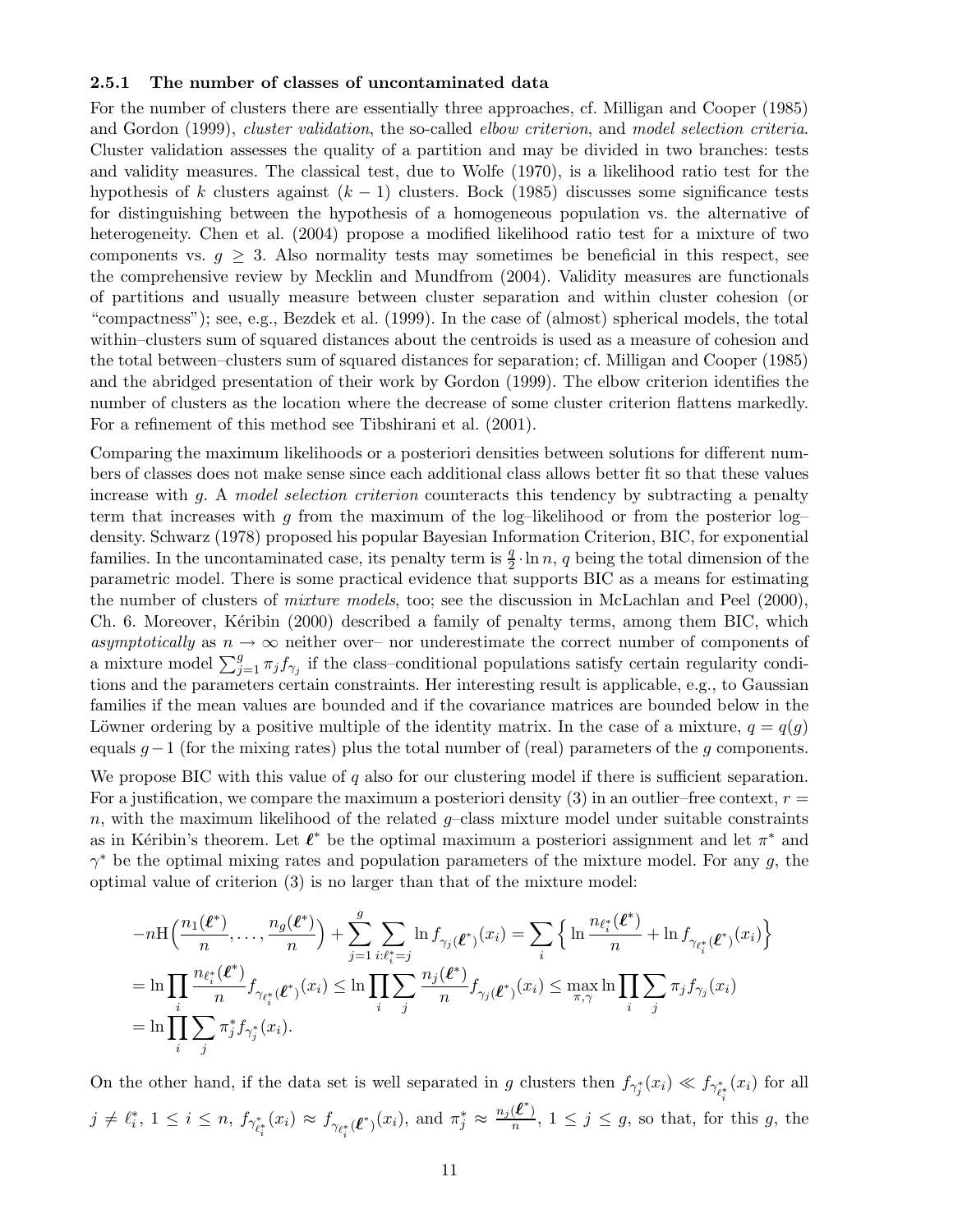### 2.5.1 The number of classes of uncontaminated data

For the number of clusters there are essentially three approaches, cf. Milligan and Cooper (1985) and Gordon (1999), *cluster validation*, the so-called *elbow criterion*, and *model selection criteria*. Cluster validation assesses the quality of a partition and may be divided in two branches: tests and validity measures. The classical test, due to Wolfe (1970), is a likelihood ratio test for the hypothesis of $k$ clusters against $(k-1)$ clusters. Bock (1985) discusses some significance tests for distinguishing between the hypothesis of a homogeneous population vs. the alternative of heterogeneity. Chen et al. (2004) propose a modified likelihood ratio test for a mixture of two components vs. $g \geq 3$. Also normality tests may sometimes be beneficial in this respect, see the comprehensive review by Mecklin and Mundfrom (2004). Validity measures are functionals of partitions and usually measure between cluster separation and within cluster cohesion (or "compactness"); see, e.g., Bezdek et al. (1999). In the case of (almost) spherical models, the total within–clusters sum of squared distances about the centroids is used as a measure of cohesion and the total between–clusters sum of squared distances for separation; cf. Milligan and Cooper (1985) and the abridged presentation of their work by Gordon (1999). The elbow criterion identifies the number of clusters as the location where the decrease of some cluster criterion flattens markedly. For a refinement of this method see Tibshirani et al. (2001).

Comparing the maximum likelihoods or a posteriori densities between solutions for different numbers of classes does not make sense since each additional class allows better fit so that these values increase with $g$. A *model selection criterion* counteracts this tendency by subtracting a penalty term that increases with $g$ from the maximum of the log–likelihood or from the posterior log–density. Schwarz (1978) proposed his popular Bayesian Information Criterion, BIC, for exponential families. In the uncontaminated case, its penalty term is $\frac{q}{2} \cdot \ln n$, $q$ being the total dimension of the parametric model. There is some practical evidence that supports BIC as a means for estimating the number of clusters of *mixture models*, too; see the discussion in McLachlan and Peel (2000), Ch. 6. Moreover, Kéribin (2000) described a family of penalty terms, among them BIC, which *asymptotically* as $n \to \infty$ neither over– nor underestimate the correct number of components of a mixture model $\sum_{j=1}^{g} \pi_j f_{\gamma_j}$ if the class–conditional populations satisfy certain regularity conditions and the parameters certain constraints. Her interesting result is applicable, e.g., to Gaussian families if the mean values are bounded and if the covariance matrices are bounded below in the Löwner ordering by a positive multiple of the identity matrix. In the case of a mixture, $q = q(g)$ equals $g-1$ (for the mixing rates) plus the total number of (real) parameters of the $g$ components.

We propose BIC with this value of $q$ also for our clustering model if there is sufficient separation. For a justification, we compare the maximum a posteriori density (3) in an outlier–free context, $r = n$, with the maximum likelihood of the related $g$–class mixture model under suitable constraints as in Kéribin's theorem. Let $\boldsymbol{\ell}^*$ be the optimal maximum a posteriori assignment and let $\pi^*$ and $\gamma^*$ be the optimal mixing rates and population parameters of the mixture model. For any $g$, the optimal value of criterion (3) is no larger than that of the mixture model:

$$
\begin{aligned}
&-n\mathrm{H}\Big(\frac{n_1(\boldsymbol{\ell}^*)}{n}, \dots, \frac{n_g(\boldsymbol{\ell}^*)}{n}\Big) + \sum_{j=1}^{g} \sum_{i:\ell_i^*=j} \ln f_{\gamma_j(\boldsymbol{\ell}^*)}(x_i) = \sum_i \Big\{ \ln \frac{n_{\ell_i^*}(\boldsymbol{\ell}^*)}{n} + \ln f_{\gamma_{\ell_i^*}(\boldsymbol{\ell}^*)}(x_i) \Big\} \\
&= \ln \prod_i \frac{n_{\ell_i^*}(\boldsymbol{\ell}^*)}{n} f_{\gamma_{\ell_i^*}(\boldsymbol{\ell}^*)}(x_i) \leq \ln \prod_i \sum_j \frac{n_j(\boldsymbol{\ell}^*)}{n} f_{\gamma_j(\boldsymbol{\ell}^*)}(x_i) \leq \max_{\pi,\gamma} \ln \prod_i \sum_j \pi_j f_{\gamma_j}(x_i) \\
&= \ln \prod_i \sum_j \pi_j^* f_{\gamma_j^*}(x_i).
\end{aligned}
$$

On the other hand, if the data set is well separated in $g$ clusters then $f_{\gamma_j^*}(x_i) \ll f_{\gamma^*_{\ell_i^*}}(x_i)$ for all $j \neq \ell_i^*$, $1 \leq i \leq n$, $f_{\gamma^*_{\ell_i^*}}(x_i) \approx f_{\gamma_{\ell_i^*}(\boldsymbol{\ell}^*)}(x_i)$, and $\pi_j^* \approx \frac{n_j(\boldsymbol{\ell}^*)}{n}$, $1 \leq j \leq g$, so that, for this $g$, the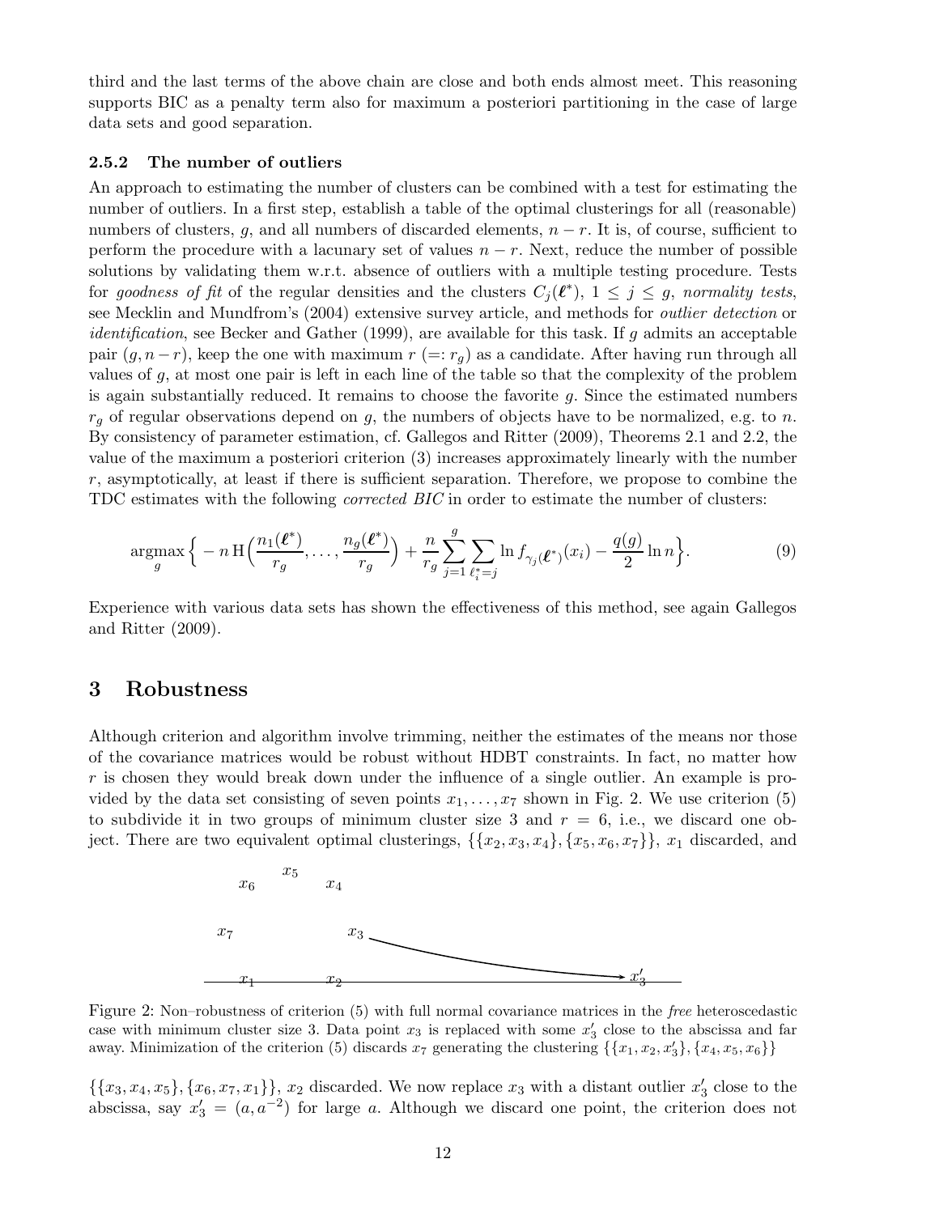third and the last terms of the above chain are close and both ends almost meet. This reasoning supports BIC as a penalty term also for maximum a posteriori partitioning in the case of large data sets and good separation.

### 2.5.2 The number of outliers

An approach to estimating the number of clusters can be combined with a test for estimating the number of outliers. In a first step, establish a table of the optimal clusterings for all (reasonable) numbers of clusters, $g$, and all numbers of discarded elements, $n - r$. It is, of course, sufficient to perform the procedure with a lacunary set of values $n - r$. Next, reduce the number of possible solutions by validating them w.r.t. absence of outliers with a multiple testing procedure. Tests for *goodness of fit* of the regular densities and the clusters $C_j(\boldsymbol{\ell}^*)$, $1 \le j \le g$, *normality tests*, see Mecklin and Mundfrom's (2004) extensive survey article, and methods for *outlier detection* or *identification*, see Becker and Gather (1999), are available for this task. If $g$ admits an acceptable pair $(g, n-r)$, keep the one with maximum $r$ $(=: r_g)$ as a candidate. After having run through all values of $g$, at most one pair is left in each line of the table so that the complexity of the problem is again substantially reduced. It remains to choose the favorite $g$. Since the estimated numbers $r_g$ of regular observations depend on $g$, the numbers of objects have to be normalized, e.g. to $n$. By consistency of parameter estimation, cf. Gallegos and Ritter (2009), Theorems 2.1 and 2.2, the value of the maximum a posteriori criterion (3) increases approximately linearly with the number $r$, asymptotically, at least if there is sufficient separation. Therefore, we propose to combine the TDC estimates with the following *corrected BIC* in order to estimate the number of clusters:

$$\underset{g}{\operatorname{argmax}} \Big\{ -n\,\mathrm{H}\Big(\frac{n_1(\boldsymbol{\ell}^*)}{r_g}, \ldots, \frac{n_g(\boldsymbol{\ell}^*)}{r_g}\Big) + \frac{n}{r_g} \sum_{j=1}^{g} \sum_{\ell_i^* = j} \ln f_{\gamma_j(\boldsymbol{\ell}^*)}(x_i) - \frac{q(g)}{2} \ln n \Big\}. \tag{9}$$

Experience with various data sets has shown the effectiveness of this method, see again Gallegos and Ritter (2009).

## 3 Robustness

Although criterion and algorithm involve trimming, neither the estimates of the means nor those of the covariance matrices would be robust without HDBT constraints. In fact, no matter how $r$ is chosen they would break down under the influence of a single outlier. An example is provided by the data set consisting of seven points $x_1, \ldots, x_7$ shown in Fig. 2. We use criterion (5) to subdivide it in two groups of minimum cluster size 3 and $r = 6$, i.e., we discard one object. There are two equivalent optimal clusterings, $\{\{x_2, x_3, x_4\}, \{x_5, x_6, x_7\}\}$, $x_1$ discarded, and

Figure 2: Non–robustness of criterion (5) with full normal covariance matrices in the *free* heteroscedastic case with minimum cluster size 3. Data point $x_3$ is replaced with some $x_3'$ close to the abscissa and far away. Minimization of the criterion (5) discards $x_7$ generating the clustering $\{\{x_1, x_2, x_3'\}, \{x_4, x_5, x_6\}\}$

$\{\{x_3, x_4, x_5\}, \{x_6, x_7, x_1\}\}$, $x_2$ discarded. We now replace $x_3$ with a distant outlier $x_3'$ close to the abscissa, say $x_3' = (a, a^{-2})$ for large $a$. Although we discard one point, the criterion does not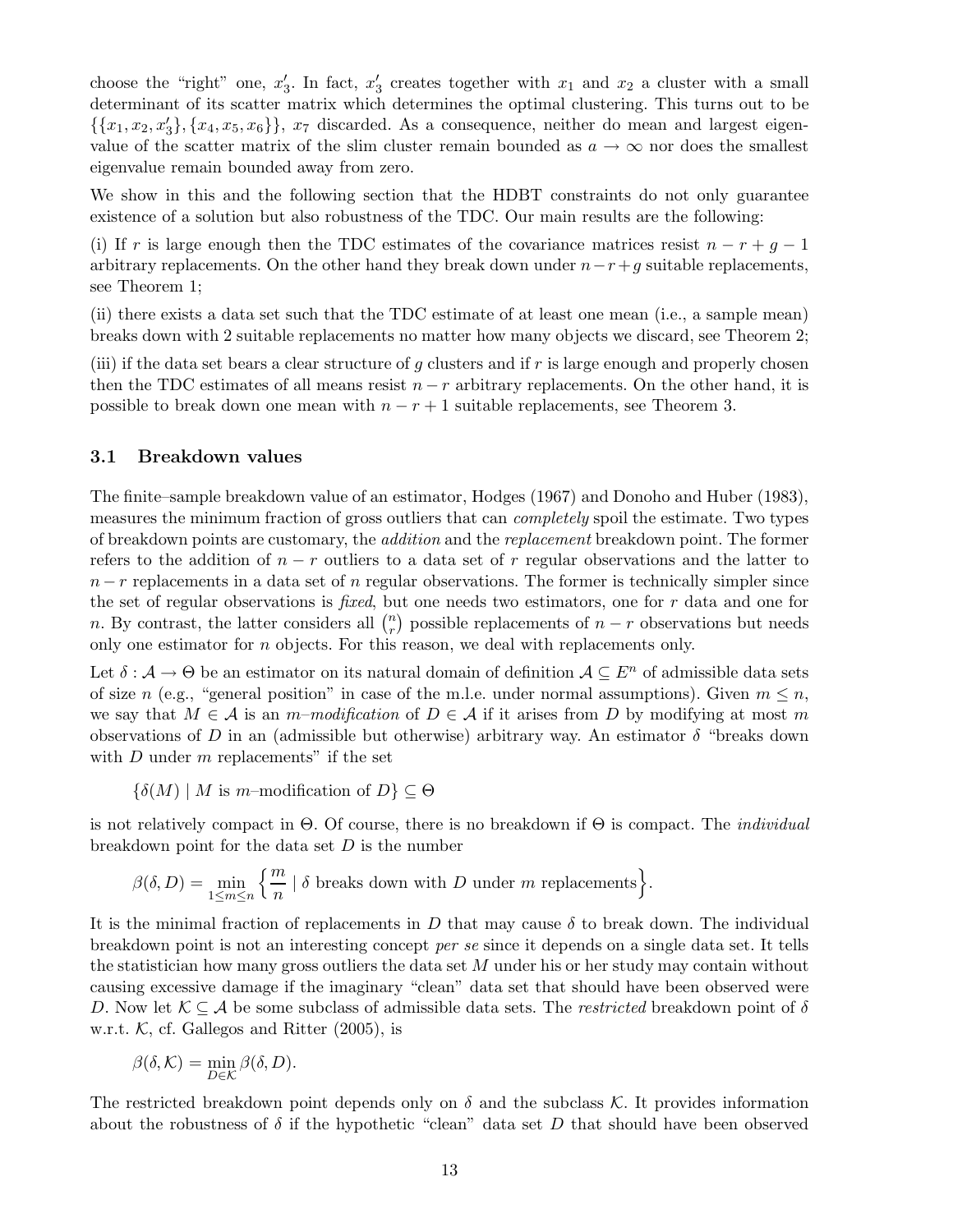choose the "right" one, $x_3'$. In fact, $x_3'$ creates together with $x_1$ and $x_2$ a cluster with a small determinant of its scatter matrix which determines the optimal clustering. This turns out to be $\{\{x_1, x_2, x_3'\}, \{x_4, x_5, x_6\}\}$, $x_7$ discarded. As a consequence, neither do mean and largest eigenvalue of the scatter matrix of the slim cluster remain bounded as $a \to \infty$ nor does the smallest eigenvalue remain bounded away from zero.

We show in this and the following section that the HDBT constraints do not only guarantee existence of a solution but also robustness of the TDC. Our main results are the following:

(i) If $r$ is large enough then the TDC estimates of the covariance matrices resist $n - r + g - 1$ arbitrary replacements. On the other hand they break down under $n - r + g$ suitable replacements, see Theorem 1;

(ii) there exists a data set such that the TDC estimate of at least one mean (i.e., a sample mean) breaks down with 2 suitable replacements no matter how many objects we discard, see Theorem 2;

(iii) if the data set bears a clear structure of $g$ clusters and if $r$ is large enough and properly chosen then the TDC estimates of all means resist $n - r$ arbitrary replacements. On the other hand, it is possible to break down one mean with $n - r + 1$ suitable replacements, see Theorem 3.

### 3.1 Breakdown values

The finite–sample breakdown value of an estimator, Hodges (1967) and Donoho and Huber (1983), measures the minimum fraction of gross outliers that can *completely* spoil the estimate. Two types of breakdown points are customary, the *addition* and the *replacement* breakdown point. The former refers to the addition of $n - r$ outliers to a data set of $r$ regular observations and the latter to $n - r$ replacements in a data set of $n$ regular observations. The former is technically simpler since the set of regular observations is *fixed*, but one needs two estimators, one for $r$ data and one for $n$. By contrast, the latter considers all $\binom{n}{r}$ possible replacements of $n - r$ observations but needs only one estimator for $n$ objects. For this reason, we deal with replacements only.

Let $\delta : \mathcal{A} \to \Theta$ be an estimator on its natural domain of definition $\mathcal{A} \subseteq E^n$ of admissible data sets of size $n$ (e.g., "general position" in case of the m.l.e. under normal assumptions). Given $m \leq n$, we say that $M \in \mathcal{A}$ is an *m–modification* of $D \in \mathcal{A}$ if it arises from $D$ by modifying at most $m$ observations of $D$ in an (admissible but otherwise) arbitrary way. An estimator $\delta$ "breaks down with $D$ under $m$ replacements" if the set

$$\{\delta(M) \mid M \text{ is } m\text{–modification of } D\} \subseteq \Theta$$

is not relatively compact in $\Theta$. Of course, there is no breakdown if $\Theta$ is compact. The *individual* breakdown point for the data set $D$ is the number

$$\beta(\delta, D) = \min_{1 \leq m \leq n} \Big\{ \frac{m}{n} \mid \delta \text{ breaks down with } D \text{ under } m \text{ replacements} \Big\}.$$

It is the minimal fraction of replacements in $D$ that may cause $\delta$ to break down. The individual breakdown point is not an interesting concept *per se* since it depends on a single data set. It tells the statistician how many gross outliers the data set $M$ under his or her study may contain without causing excessive damage if the imaginary "clean" data set that should have been observed were $D$. Now let $\mathcal{K} \subseteq \mathcal{A}$ be some subclass of admissible data sets. The *restricted* breakdown point of $\delta$ w.r.t. $\mathcal{K}$, cf. Gallegos and Ritter (2005), is

$$\beta(\delta, \mathcal{K}) = \min_{D \in \mathcal{K}} \beta(\delta, D).$$

The restricted breakdown point depends only on $\delta$ and the subclass $\mathcal{K}$. It provides information about the robustness of $\delta$ if the hypothetic "clean" data set $D$ that should have been observed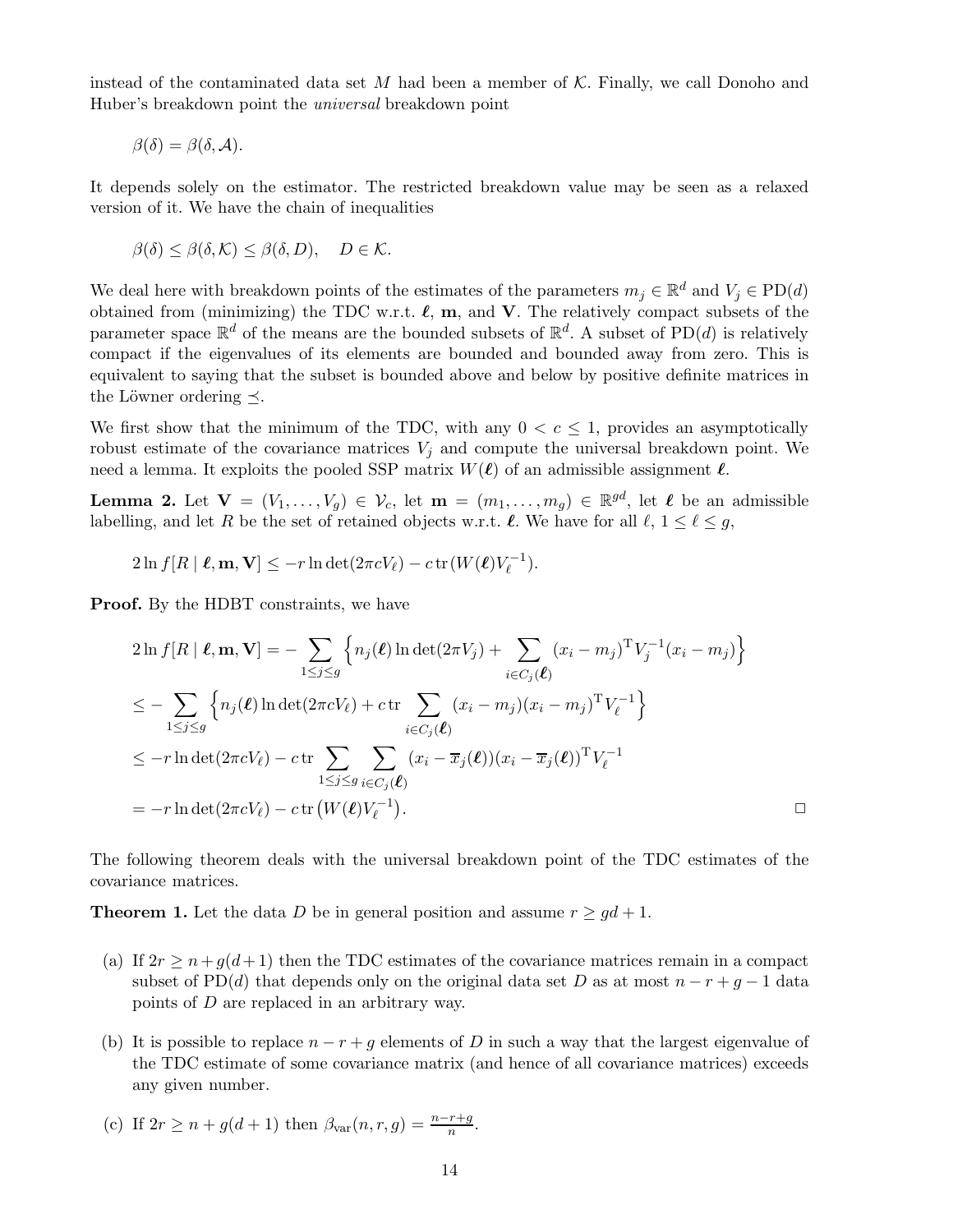instead of the contaminated data set $M$ had been a member of $\mathcal{K}$. Finally, we call Donoho and Huber's breakdown point the *universal* breakdown point

$$\beta(\delta) = \beta(\delta, \mathcal{A}).$$

It depends solely on the estimator. The restricted breakdown value may be seen as a relaxed version of it. We have the chain of inequalities

$$\beta(\delta) \le \beta(\delta, \mathcal{K}) \le \beta(\delta, D), \quad D \in \mathcal{K}.$$

We deal here with breakdown points of the estimates of the parameters $m_j \in \mathbb{R}^d$ and $V_j \in \mathrm{PD}(d)$ obtained from (minimizing) the TDC w.r.t. $\boldsymbol{\ell}$, $\mathbf{m}$, and $\mathbf{V}$. The relatively compact subsets of the parameter space $\mathbb{R}^d$ of the means are the bounded subsets of $\mathbb{R}^d$. A subset of $\mathrm{PD}(d)$ is relatively compact if the eigenvalues of its elements are bounded and bounded away from zero. This is equivalent to saying that the subset is bounded above and below by positive definite matrices in the Löwner ordering $\preceq$.

We first show that the minimum of the TDC, with any $0 < c \le 1$, provides an asymptotically robust estimate of the covariance matrices $V_j$ and compute the universal breakdown point. We need a lemma. It exploits the pooled SSP matrix $W(\boldsymbol{\ell})$ of an admissible assignment $\boldsymbol{\ell}$.

**Lemma 2.** Let $\mathbf{V} = (V_1, \dots, V_g) \in \mathcal{V}_c$, let $\mathbf{m} = (m_1, \dots, m_g) \in \mathbb{R}^{gd}$, let $\boldsymbol{\ell}$ be an admissible labelling, and let $R$ be the set of retained objects w.r.t. $\boldsymbol{\ell}$. We have for all $\ell$, $1 \le \ell \le g$,

$$2 \ln f[R \mid \boldsymbol{\ell}, \mathbf{m}, \mathbf{V}] \le -r \ln \det(2\pi c V_\ell) - c \operatorname{tr}(W(\boldsymbol{\ell}) V_\ell^{-1}).$$

**Proof.** By the HDBT constraints, we have

$$\begin{aligned}
2 \ln f[R \mid \boldsymbol{\ell}, \mathbf{m}, \mathbf{V}] &= -\sum_{1 \le j \le g} \Big\{ n_j(\boldsymbol{\ell}) \ln \det(2\pi V_j) + \sum_{i \in C_j(\boldsymbol{\ell})} (x_i - m_j)^{\mathrm{T}} V_j^{-1} (x_i - m_j) \Big\} \\
&\le -\sum_{1 \le j \le g} \Big\{ n_j(\boldsymbol{\ell}) \ln \det(2\pi c V_\ell) + c \operatorname{tr} \sum_{i \in C_j(\boldsymbol{\ell})} (x_i - m_j)(x_i - m_j)^{\mathrm{T}} V_\ell^{-1} \Big\} \\
&\le -r \ln \det(2\pi c V_\ell) - c \operatorname{tr} \sum_{1 \le j \le g} \sum_{i \in C_j(\boldsymbol{\ell})} (x_i - \overline{x}_j(\boldsymbol{\ell}))(x_i - \overline{x}_j(\boldsymbol{\ell}))^{\mathrm{T}} V_\ell^{-1} \\
&= -r \ln \det(2\pi c V_\ell) - c \operatorname{tr}\big(W(\boldsymbol{\ell}) V_\ell^{-1}\big).
\end{aligned}$$

$\square$

The following theorem deals with the universal breakdown point of the TDC estimates of the covariance matrices.

**Theorem 1.** Let the data $D$ be in general position and assume $r \ge gd + 1$.

(a) If $2r \ge n + g(d+1)$ then the TDC estimates of the covariance matrices remain in a compact subset of $\mathrm{PD}(d)$ that depends only on the original data set $D$ as at most $n - r + g - 1$ data points of $D$ are replaced in an arbitrary way.

(b) It is possible to replace $n - r + g$ elements of $D$ in such a way that the largest eigenvalue of the TDC estimate of some covariance matrix (and hence of all covariance matrices) exceeds any given number.

(c) If $2r \ge n + g(d+1)$ then $\beta_{\mathrm{var}}(n, r, g) = \frac{n-r+g}{n}$.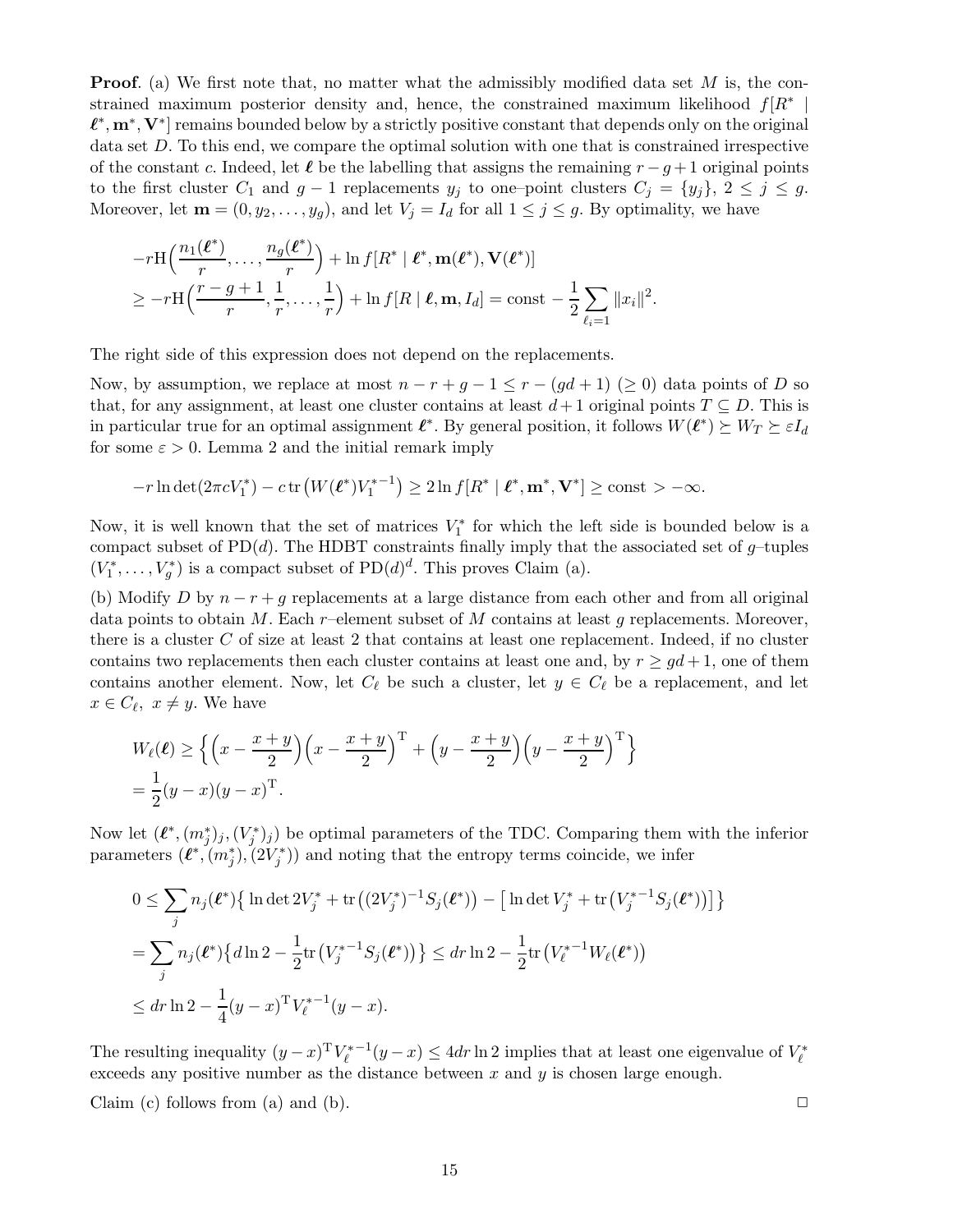**Proof**. (a) We first note that, no matter what the admissibly modified data set $M$ is, the constrained maximum posterior density and, hence, the constrained maximum likelihood $f[R^* \mid \boldsymbol{\ell}^*, \mathbf{m}^*, \mathbf{V}^*]$ remains bounded below by a strictly positive constant that depends only on the original data set $D$. To this end, we compare the optimal solution with one that is constrained irrespective of the constant $c$. Indeed, let $\boldsymbol{\ell}$ be the labelling that assigns the remaining $r-g+1$ original points to the first cluster $C_1$ and $g-1$ replacements $y_j$ to one–point clusters $C_j = \{y_j\}$, $2 \le j \le g$. Moreover, let $\mathbf{m} = (0, y_2, \ldots, y_g)$, and let $V_j = I_d$ for all $1 \le j \le g$. By optimality, we have

$$
\begin{aligned}
&-r\mathrm{H}\Big(\frac{n_1(\boldsymbol{\ell}^*)}{r}, \ldots, \frac{n_g(\boldsymbol{\ell}^*)}{r}\Big) + \ln f[R^* \mid \boldsymbol{\ell}^*, \mathbf{m}(\boldsymbol{\ell}^*), \mathbf{V}(\boldsymbol{\ell}^*)] \\
&\ge -r\mathrm{H}\Big(\frac{r-g+1}{r}, \frac{1}{r}, \ldots, \frac{1}{r}\Big) + \ln f[R \mid \boldsymbol{\ell}, \mathbf{m}, I_d] = \text{const} - \frac{1}{2}\sum_{\ell_i=1} \|x_i\|^2.
\end{aligned}
$$

The right side of this expression does not depend on the replacements.

Now, by assumption, we replace at most $n-r+g-1 \le r-(gd+1)$ $(\ge 0)$ data points of $D$ so that, for any assignment, at least one cluster contains at least $d+1$ original points $T \subseteq D$. This is in particular true for an optimal assignment $\boldsymbol{\ell}^*$. By general position, it follows $W(\boldsymbol{\ell}^*) \succeq W_T \succeq \varepsilon I_d$ for some $\varepsilon > 0$. Lemma 2 and the initial remark imply

$$
-r \ln\det(2\pi c V_1^*) - c\,\mathrm{tr}\big(W(\boldsymbol{\ell}^*) {V_1^*}^{-1}\big) \ge 2 \ln f[R^* \mid \boldsymbol{\ell}^*, \mathbf{m}^*, \mathbf{V}^*] \ge \text{const} > -\infty.
$$

Now, it is well known that the set of matrices $V_1^*$ for which the left side is bounded below is a compact subset of $\mathrm{PD}(d)$. The HDBT constraints finally imply that the associated set of $g$–tuples $(V_1^*, \ldots, V_g^*)$ is a compact subset of $\mathrm{PD}(d)^d$. This proves Claim (a).

(b) Modify $D$ by $n-r+g$ replacements at a large distance from each other and from all original data points to obtain $M$. Each $r$–element subset of $M$ contains at least $g$ replacements. Moreover, there is a cluster $C$ of size at least 2 that contains at least one replacement. Indeed, if no cluster contains two replacements then each cluster contains at least one and, by $r \ge gd+1$, one of them contains another element. Now, let $C_\ell$ be such a cluster, let $y \in C_\ell$ be a replacement, and let $x \in C_\ell$, $x \ne y$. We have

$$
\begin{aligned}
W_\ell(\boldsymbol{\ell}) &\ge \Big\{\Big(x - \frac{x+y}{2}\Big)\Big(x - \frac{x+y}{2}\Big)^{\mathrm{T}} + \Big(y - \frac{x+y}{2}\Big)\Big(y - \frac{x+y}{2}\Big)^{\mathrm{T}}\Big\} \\
&= \frac{1}{2}(y-x)(y-x)^{\mathrm{T}}.
\end{aligned}
$$

Now let $(\boldsymbol{\ell}^*, (m_j^*)_j, (V_j^*)_j)$ be optimal parameters of the TDC. Comparing them with the inferior parameters $(\boldsymbol{\ell}^*, (m_j^*), (2V_j^*))$ and noting that the entropy terms coincide, we infer

$$
\begin{aligned}
0 &\le \sum_j n_j(\boldsymbol{\ell}^*)\big\{\ln\det 2V_j^* + \mathrm{tr}\big((2V_j^*)^{-1} S_j(\boldsymbol{\ell}^*)\big) - \big[\ln\det V_j^* + \mathrm{tr}\big({V_j^*}^{-1} S_j(\boldsymbol{\ell}^*)\big)\big]\big\} \\
&= \sum_j n_j(\boldsymbol{\ell}^*)\big\{d \ln 2 - \frac{1}{2}\mathrm{tr}\big({V_j^*}^{-1} S_j(\boldsymbol{\ell}^*)\big)\big\} \le dr \ln 2 - \frac{1}{2}\mathrm{tr}\big({V_\ell^*}^{-1} W_\ell(\boldsymbol{\ell}^*)\big) \\
&\le dr \ln 2 - \frac{1}{4}(y-x)^{\mathrm{T}} {V_\ell^*}^{-1} (y-x).
\end{aligned}
$$

The resulting inequality $(y-x)^{\mathrm{T}} {V_\ell^*}^{-1}(y-x) \le 4dr \ln 2$ implies that at least one eigenvalue of $V_\ell^*$ exceeds any positive number as the distance between $x$ and $y$ is chosen large enough.

Claim (c) follows from (a) and (b). $\square$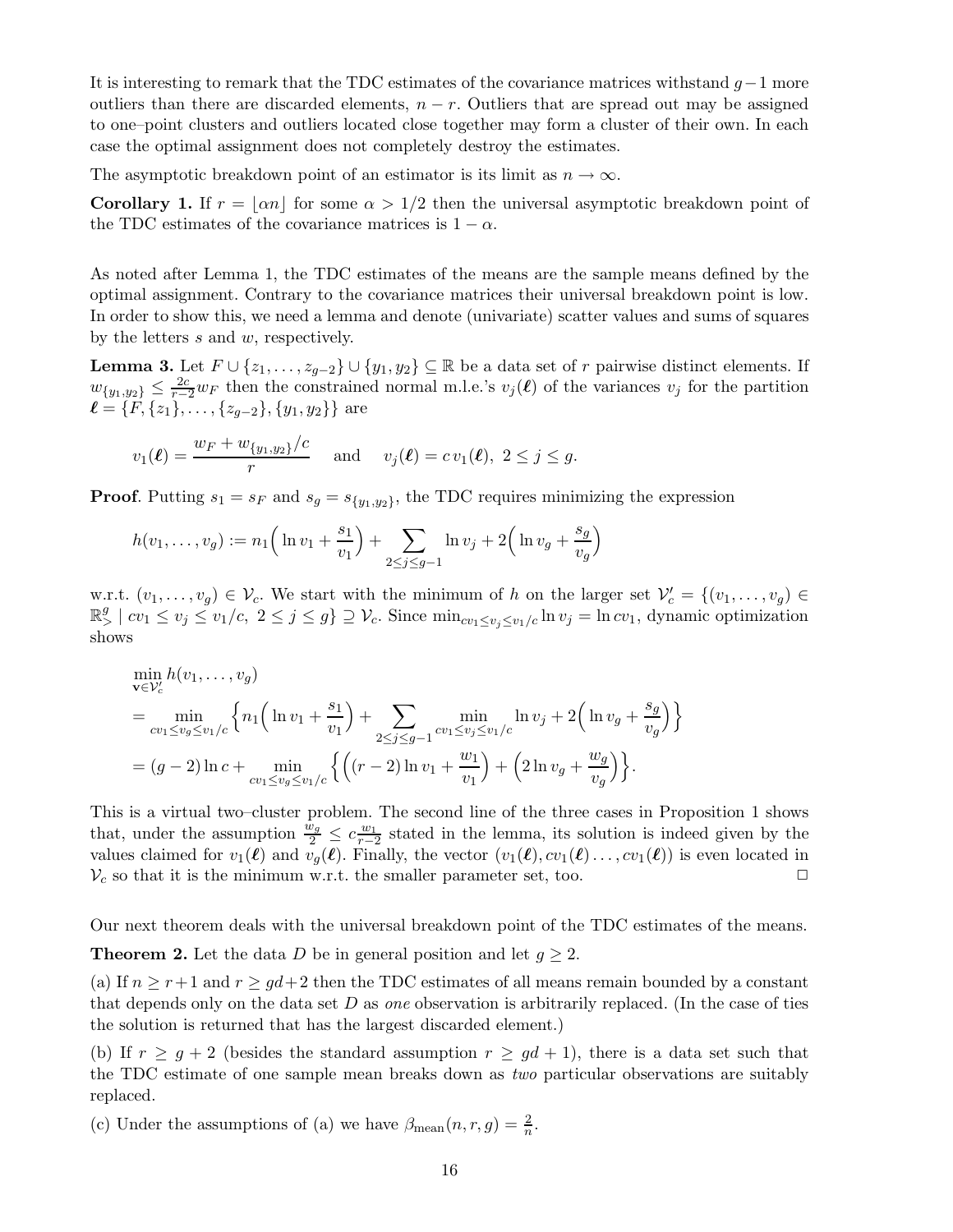It is interesting to remark that the TDC estimates of the covariance matrices withstand $g-1$ more outliers than there are discarded elements, $n-r$. Outliers that are spread out may be assigned to one–point clusters and outliers located close together may form a cluster of their own. In each case the optimal assignment does not completely destroy the estimates.

The asymptotic breakdown point of an estimator is its limit as $n \to \infty$.

**Corollary 1.** If $r = \lfloor \alpha n \rfloor$ for some $\alpha > 1/2$ then the universal asymptotic breakdown point of the TDC estimates of the covariance matrices is $1 - \alpha$.

As noted after Lemma 1, the TDC estimates of the means are the sample means defined by the optimal assignment. Contrary to the covariance matrices their universal breakdown point is low. In order to show this, we need a lemma and denote (univariate) scatter values and sums of squares by the letters $s$ and $w$, respectively.

**Lemma 3.** Let $F \cup \{z_1, \ldots, z_{g-2}\} \cup \{y_1, y_2\} \subseteq \mathbb{R}$ be a data set of $r$ pairwise distinct elements. If $w_{\{y_1,y_2\}} \le \frac{2c}{r-2} w_F$ then the constrained normal m.l.e.'s $v_j(\boldsymbol{\ell})$ of the variances $v_j$ for the partition $\boldsymbol{\ell} = \{F, \{z_1\}, \ldots, \{z_{g-2}\}, \{y_1, y_2\}\}$ are

$$v_1(\boldsymbol{\ell}) = \frac{w_F + w_{\{y_1,y_2\}}/c}{r} \quad \text{and} \quad v_j(\boldsymbol{\ell}) = c\, v_1(\boldsymbol{\ell}),\ 2 \le j \le g.$$

**Proof**. Putting $s_1 = s_F$ and $s_g = s_{\{y_1,y_2\}}$, the TDC requires minimizing the expression

$$h(v_1, \ldots, v_g) := n_1\Big(\ln v_1 + \frac{s_1}{v_1}\Big) + \sum_{2 \le j \le g-1} \ln v_j + 2\Big(\ln v_g + \frac{s_g}{v_g}\Big)$$

w.r.t. $(v_1, \ldots, v_g) \in \mathcal{V}_c$. We start with the minimum of $h$ on the larger set $\mathcal{V}_c' = \{(v_1, \ldots, v_g) \in \mathbb{R}^g_> \mid c v_1 \le v_j \le v_1/c,\ 2 \le j \le g\} \supseteq \mathcal{V}_c$. Since $\min_{cv_1 \le v_j \le v_1/c} \ln v_j = \ln c v_1$, dynamic optimization shows

$$\begin{aligned}
&\min_{\mathbf{v} \in \mathcal{V}_c'} h(v_1, \ldots, v_g)\\
&= \min_{cv_1 \le v_g \le v_1/c} \Big\{ n_1\Big(\ln v_1 + \frac{s_1}{v_1}\Big) + \sum_{2 \le j \le g-1} \min_{cv_1 \le v_j \le v_1/c} \ln v_j + 2\Big(\ln v_g + \frac{s_g}{v_g}\Big)\Big\}\\
&= (g-2)\ln c + \min_{cv_1 \le v_g \le v_1/c} \Big\{ \Big((r-2)\ln v_1 + \frac{w_1}{v_1}\Big) + \Big(2 \ln v_g + \frac{w_g}{v_g}\Big)\Big\}.
\end{aligned}$$

This is a virtual two–cluster problem. The second line of the three cases in Proposition 1 shows that, under the assumption $\frac{w_g}{2} \le c\frac{w_1}{r-2}$ stated in the lemma, its solution is indeed given by the values claimed for $v_1(\boldsymbol{\ell})$ and $v_g(\boldsymbol{\ell})$. Finally, the vector $(v_1(\boldsymbol{\ell}), cv_1(\boldsymbol{\ell}) \ldots, cv_1(\boldsymbol{\ell}))$ is even located in $\mathcal{V}_c$ so that it is the minimum w.r.t. the smaller parameter set, too. $\square$

Our next theorem deals with the universal breakdown point of the TDC estimates of the means.

**Theorem 2.** Let the data $D$ be in general position and let $g \ge 2$.

(a) If $n \ge r+1$ and $r \ge gd+2$ then the TDC estimates of all means remain bounded by a constant that depends only on the data set $D$ as *one* observation is arbitrarily replaced. (In the case of ties the solution is returned that has the largest discarded element.)

(b) If $r \ge g+2$ (besides the standard assumption $r \ge gd+1$), there is a data set such that the TDC estimate of one sample mean breaks down as *two* particular observations are suitably replaced.

(c) Under the assumptions of (a) we have $\beta_{\text{mean}}(n, r, g) = \frac{2}{n}$.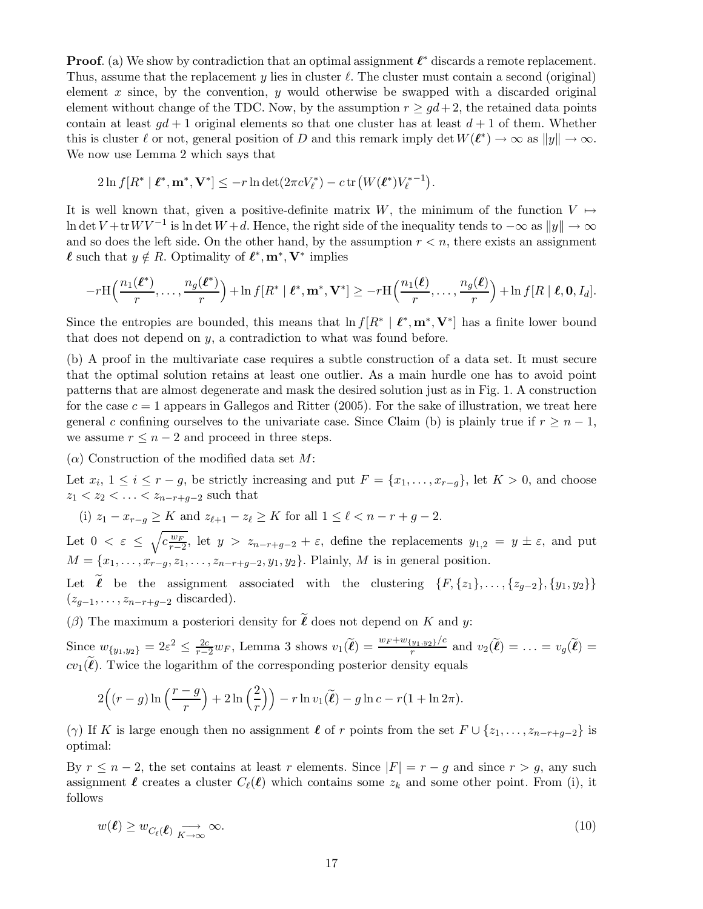**Proof**. (a) We show by contradiction that an optimal assignment $\boldsymbol{\ell}^*$ discards a remote replacement. Thus, assume that the replacement $y$ lies in cluster $\ell$. The cluster must contain a second (original) element $x$ since, by the convention, $y$ would otherwise be swapped with a discarded original element without change of the TDC. Now, by the assumption $r \geq gd+2$, the retained data points contain at least $gd+1$ original elements so that one cluster has at least $d+1$ of them. Whether this is cluster $\ell$ or not, general position of $D$ and this remark imply $\det W(\boldsymbol{\ell}^*) \to \infty$ as $\|y\| \to \infty$. We now use Lemma 2 which says that

$$2 \ln f[R^* \mid \boldsymbol{\ell}^*, \mathbf{m}^*, \mathbf{V}^*] \leq -r \ln \det(2\pi c V_\ell^*) - c \operatorname{tr}\big(W(\boldsymbol{\ell}^*) V_\ell^{*-1}\big).$$

It is well known that, given a positive-definite matrix $W$, the minimum of the function $V \mapsto \ln \det V + \operatorname{tr} WV^{-1}$ is $\ln \det W + d$. Hence, the right side of the inequality tends to $-\infty$ as $\|y\| \to \infty$ and so does the left side. On the other hand, by the assumption $r < n$, there exists an assignment $\boldsymbol{\ell}$ such that $y \notin R$. Optimality of $\boldsymbol{\ell}^*, \mathbf{m}^*, \mathbf{V}^*$ implies

$$-r\mathrm{H}\Big(\frac{n_1(\boldsymbol{\ell}^*)}{r}, \ldots, \frac{n_g(\boldsymbol{\ell}^*)}{r}\Big) + \ln f[R^* \mid \boldsymbol{\ell}^*, \mathbf{m}^*, \mathbf{V}^*] \geq -r\mathrm{H}\Big(\frac{n_1(\boldsymbol{\ell})}{r}, \ldots, \frac{n_g(\boldsymbol{\ell})}{r}\Big) + \ln f[R \mid \boldsymbol{\ell}, \mathbf{0}, I_d].$$

Since the entropies are bounded, this means that $\ln f[R^* \mid \boldsymbol{\ell}^*, \mathbf{m}^*, \mathbf{V}^*]$ has a finite lower bound that does not depend on $y$, a contradiction to what was found before.

(b) A proof in the multivariate case requires a subtle construction of a data set. It must secure that the optimal solution retains at least one outlier. As a main hurdle one has to avoid point patterns that are almost degenerate and mask the desired solution just as in Fig. 1. A construction for the case $c = 1$ appears in Gallegos and Ritter (2005). For the sake of illustration, we treat here general $c$ confining ourselves to the univariate case. Since Claim (b) is plainly true if $r \geq n-1$, we assume $r \leq n-2$ and proceed in three steps.

($\alpha$) Construction of the modified data set $M$:

Let $x_i$, $1 \leq i \leq r-g$, be strictly increasing and put $F = \{x_1, \ldots, x_{r-g}\}$, let $K > 0$, and choose $z_1 < z_2 < \ldots < z_{n-r+g-2}$ such that

(i) $z_1 - x_{r-g} \geq K$ and $z_{\ell+1} - z_\ell \geq K$ for all $1 \leq \ell < n-r+g-2$.

Let $0 < \varepsilon \leq \sqrt{c \frac{w_F}{r-2}}$, let $y > z_{n-r+g-2} + \varepsilon$, define the replacements $y_{1,2} = y \pm \varepsilon$, and put $M = \{x_1, \ldots, x_{r-g}, z_1, \ldots, z_{n-r+g-2}, y_1, y_2\}$. Plainly, $M$ is in general position.

Let $\widetilde{\boldsymbol{\ell}}$ be the assignment associated with the clustering $\{F, \{z_1\}, \ldots, \{z_{g-2}\}, \{y_1, y_2\}\}$ ($z_{g-1}, \ldots, z_{n-r+g-2}$ discarded).

($\beta$) The maximum a posteriori density for $\widetilde{\boldsymbol{\ell}}$ does not depend on $K$ and $y$:

Since $w_{\{y_1,y_2\}} = 2\varepsilon^2 \leq \frac{2c}{r-2} w_F$, Lemma 3 shows $v_1(\widetilde{\boldsymbol{\ell}}) = \frac{w_F + w_{\{y_1,y_2\}}/c}{r}$ and $v_2(\widetilde{\boldsymbol{\ell}}) = \ldots = v_g(\widetilde{\boldsymbol{\ell}}) = c v_1(\widetilde{\boldsymbol{\ell}})$. Twice the logarithm of the corresponding posterior density equals

$$2\Big((r-g)\ln\Big(\frac{r-g}{r}\Big) + 2\ln\Big(\frac{2}{r}\Big)\Big) - r \ln v_1(\widetilde{\boldsymbol{\ell}}) - g \ln c - r(1 + \ln 2\pi).$$

($\gamma$) If $K$ is large enough then no assignment $\boldsymbol{\ell}$ of $r$ points from the set $F \cup \{z_1, \ldots, z_{n-r+g-2}\}$ is optimal:

By $r \leq n-2$, the set contains at least $r$ elements. Since $|F| = r-g$ and since $r > g$, any such assignment $\boldsymbol{\ell}$ creates a cluster $C_\ell(\boldsymbol{\ell})$ which contains some $z_k$ and some other point. From (i), it follows

$$w(\boldsymbol{\ell}) \geq w_{C_\ell(\boldsymbol{\ell})} \underset{K \to \infty}{\longrightarrow} \infty. \tag{10}$$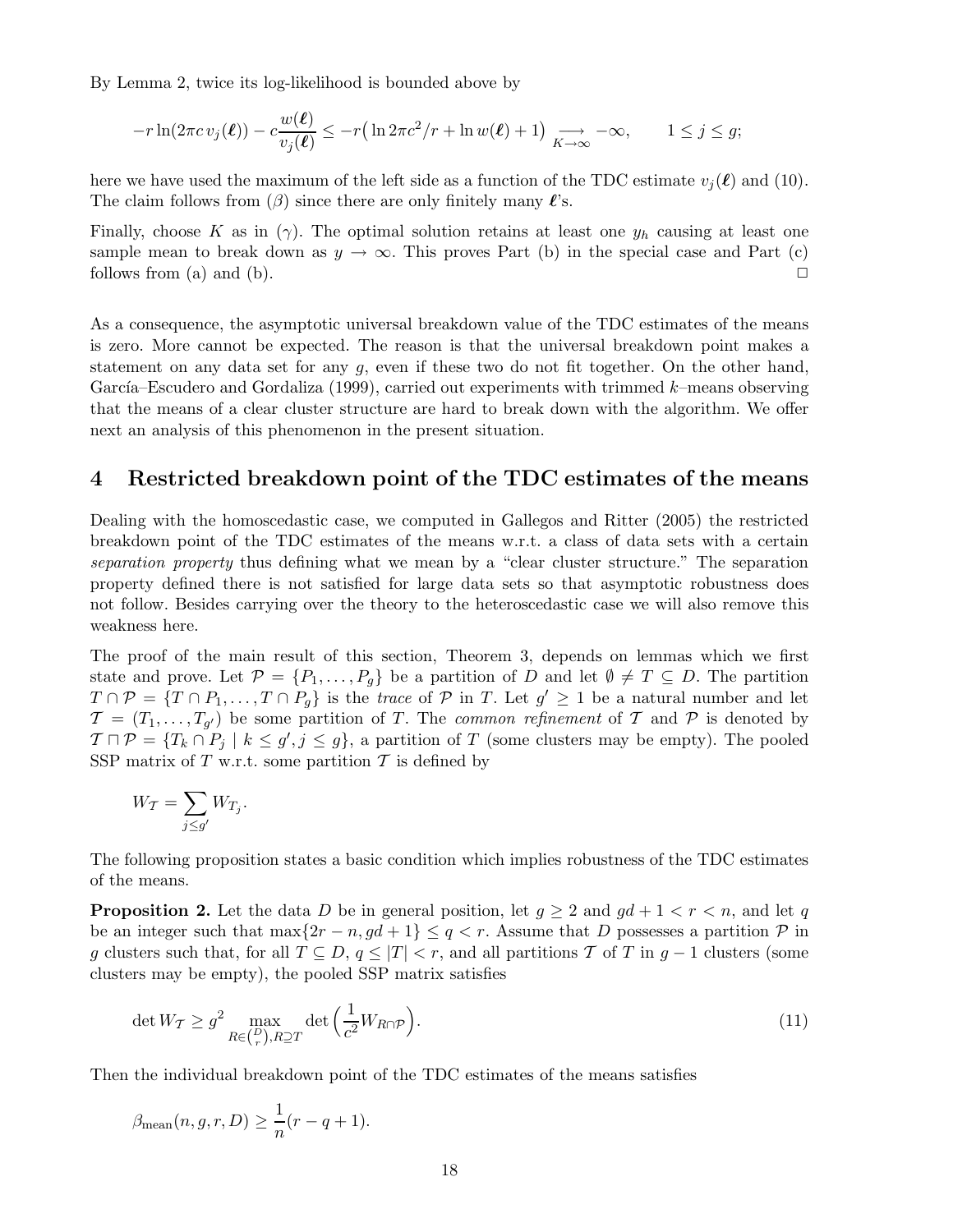By Lemma 2, twice its log-likelihood is bounded above by

$$-r\ln(2\pi c\, v_j(\boldsymbol{\ell})) - c\frac{w(\boldsymbol{\ell})}{v_j(\boldsymbol{\ell})} \leq -r\big(\ln 2\pi c^2/r + \ln w(\boldsymbol{\ell}) + 1\big) \underset{K\to\infty}{\longrightarrow} -\infty, \qquad 1 \leq j \leq g;$$

here we have used the maximum of the left side as a function of the TDC estimate $v_j(\boldsymbol{\ell})$ and (10). The claim follows from ($\beta$) since there are only finitely many $\boldsymbol{\ell}$'s.

Finally, choose $K$ as in ($\gamma$). The optimal solution retains at least one $y_h$ causing at least one sample mean to break down as $y \to \infty$. This proves Part (b) in the special case and Part (c) follows from (a) and (b). □

As a consequence, the asymptotic universal breakdown value of the TDC estimates of the means is zero. More cannot be expected. The reason is that the universal breakdown point makes a statement on any data set for any $g$, even if these two do not fit together. On the other hand, García–Escudero and Gordaliza (1999), carried out experiments with trimmed $k$–means observing that the means of a clear cluster structure are hard to break down with the algorithm. We offer next an analysis of this phenomenon in the present situation.

## 4 Restricted breakdown point of the TDC estimates of the means

Dealing with the homoscedastic case, we computed in Gallegos and Ritter (2005) the restricted breakdown point of the TDC estimates of the means w.r.t. a class of data sets with a certain *separation property* thus defining what we mean by a "clear cluster structure." The separation property defined there is not satisfied for large data sets so that asymptotic robustness does not follow. Besides carrying over the theory to the heteroscedastic case we will also remove this weakness here.

The proof of the main result of this section, Theorem 3, depends on lemmas which we first state and prove. Let $\mathcal{P} = \{P_1, \ldots, P_g\}$ be a partition of $D$ and let $\emptyset \neq T \subseteq D$. The partition $T \cap \mathcal{P} = \{T \cap P_1, \ldots, T \cap P_g\}$ is the *trace* of $\mathcal{P}$ in $T$. Let $g' \geq 1$ be a natural number and let $\mathcal{T} = (T_1, \ldots, T_{g'})$ be some partition of $T$. The *common refinement* of $\mathcal{T}$ and $\mathcal{P}$ is denoted by $\mathcal{T} \sqcap \mathcal{P} = \{T_k \cap P_j \mid k \leq g', j \leq g\}$, a partition of $T$ (some clusters may be empty). The pooled SSP matrix of $T$ w.r.t. some partition $\mathcal{T}$ is defined by

$$W_{\mathcal{T}} = \sum_{j \leq g'} W_{T_j}.$$

The following proposition states a basic condition which implies robustness of the TDC estimates of the means.

**Proposition 2.** Let the data $D$ be in general position, let $g \geq 2$ and $gd + 1 < r < n$, and let $q$ be an integer such that $\max\{2r - n, gd + 1\} \leq q < r$. Assume that $D$ possesses a partition $\mathcal{P}$ in $g$ clusters such that, for all $T \subseteq D$, $q \leq |T| < r$, and all partitions $\mathcal{T}$ of $T$ in $g - 1$ clusters (some clusters may be empty), the pooled SSP matrix satisfies

$$\det W_{\mathcal{T}} \geq g^2 \max_{R \in \binom{D}{r}, R \supseteq T} \det\Big(\frac{1}{c^2} W_{R \cap \mathcal{P}}\Big). \tag{11}$$

Then the individual breakdown point of the TDC estimates of the means satisfies

$$\beta_{\text{mean}}(n, g, r, D) \geq \frac{1}{n}(r - q + 1).$$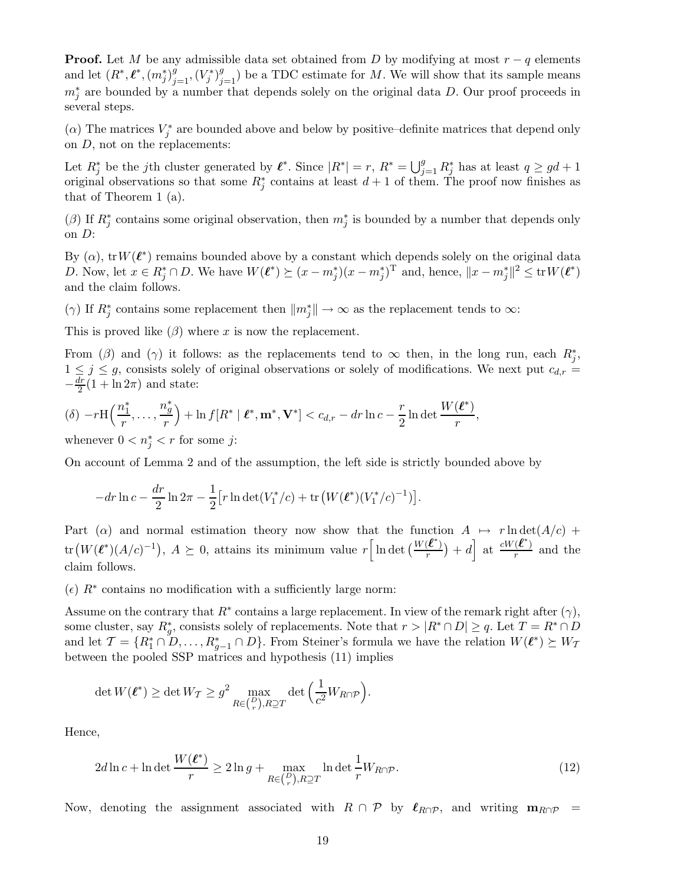**Proof.** Let $M$ be any admissible data set obtained from $D$ by modifying at most $r - q$ elements and let $(R^*, \boldsymbol{\ell}^*, (m_j^*)_{j=1}^g, (V_j^*)_{j=1}^g)$ be a TDC estimate for $M$. We will show that its sample means $m_j^*$ are bounded by a number that depends solely on the original data $D$. Our proof proceeds in several steps.

($\alpha$) The matrices $V_j^*$ are bounded above and below by positive–definite matrices that depend only on $D$, not on the replacements:

Let $R_j^*$ be the $j$th cluster generated by $\boldsymbol{\ell}^*$. Since $|R^*| = r$, $R^* = \bigcup_{j=1}^g R_j^*$ has at least $q \geq gd + 1$ original observations so that some $R_j^*$ contains at least $d+1$ of them. The proof now finishes as that of Theorem 1 (a).

($\beta$) If $R_j^*$ contains some original observation, then $m_j^*$ is bounded by a number that depends only on $D$:

By ($\alpha$), $\operatorname{tr} W(\boldsymbol{\ell}^*)$ remains bounded above by a constant which depends solely on the original data $D$. Now, let $x \in R_j^* \cap D$. We have $W(\boldsymbol{\ell}^*) \succeq (x - m_j^*)(x - m_j^*)^{\mathrm{T}}$ and, hence, $\|x - m_j^*\|^2 \leq \operatorname{tr} W(\boldsymbol{\ell}^*)$ and the claim follows.

($\gamma$) If $R_j^*$ contains some replacement then $\|m_j^*\| \to \infty$ as the replacement tends to $\infty$:

This is proved like ($\beta$) where $x$ is now the replacement.

From ($\beta$) and ($\gamma$) it follows: as the replacements tend to $\infty$ then, in the long run, each $R_j^*$, $1 \leq j \leq g$, consists solely of original observations or solely of modifications. We next put $c_{d,r} = -\frac{dr}{2}(1 + \ln 2\pi)$ and state:

($\delta$) $-r\mathrm{H}\Big(\frac{n_1^*}{r}, \ldots, \frac{n_g^*}{r}\Big) + \ln f[R^* \mid \boldsymbol{\ell}^*, \mathbf{m}^*, \mathbf{V}^*] < c_{d,r} - dr \ln c - \frac{r}{2} \ln \det \frac{W(\boldsymbol{\ell}^*)}{r}$,

whenever $0 < n_j^* < r$ for some $j$:

On account of Lemma 2 and of the assumption, the left side is strictly bounded above by

$$-dr \ln c - \frac{dr}{2} \ln 2\pi - \frac{1}{2}\big[r \ln \det(V_1^*/c) + \operatorname{tr}\big(W(\boldsymbol{\ell}^*)(V_1^*/c)^{-1}\big)\big].$$

Part ($\alpha$) and normal estimation theory now show that the function $A \mapsto r \ln \det(A/c) + \operatorname{tr}\big(W(\boldsymbol{\ell}^*)(A/c)^{-1}\big)$, $A \succeq 0$, attains its minimum value $r\Big[\ln \det\big(\frac{W(\boldsymbol{\ell}^*)}{r}\big) + d\Big]$ at $\frac{cW(\boldsymbol{\ell}^*)}{r}$ and the claim follows.

($\epsilon$) $R^*$ contains no modification with a sufficiently large norm:

Assume on the contrary that $R^*$ contains a large replacement. In view of the remark right after ($\gamma$), some cluster, say $R_g^*$, consists solely of replacements. Note that $r > |R^* \cap D| \geq q$. Let $T = R^* \cap D$ and let $\mathcal{T} = \{R_1^* \cap D, \ldots, R_{g-1}^* \cap D\}$. From Steiner's formula we have the relation $W(\boldsymbol{\ell}^*) \succeq W_{\mathcal{T}}$ between the pooled SSP matrices and hypothesis (11) implies

$$\det W(\boldsymbol{\ell}^*) \geq \det W_{\mathcal{T}} \geq g^2 \max_{R \in \binom{D}{r}, R \supseteq T} \det\Big(\frac{1}{c^2} W_{R \cap \mathcal{P}}\Big).$$

Hence,

$$2d \ln c + \ln \det \frac{W(\boldsymbol{\ell}^*)}{r} \geq 2 \ln g + \max_{R \in \binom{D}{r}, R \supseteq T} \ln \det \frac{1}{r} W_{R \cap \mathcal{P}}. \tag{12}$$

Now, denoting the assignment associated with $R \cap \mathcal{P}$ by $\boldsymbol{\ell}_{R \cap \mathcal{P}}$, and writing $\mathbf{m}_{R \cap \mathcal{P}} =$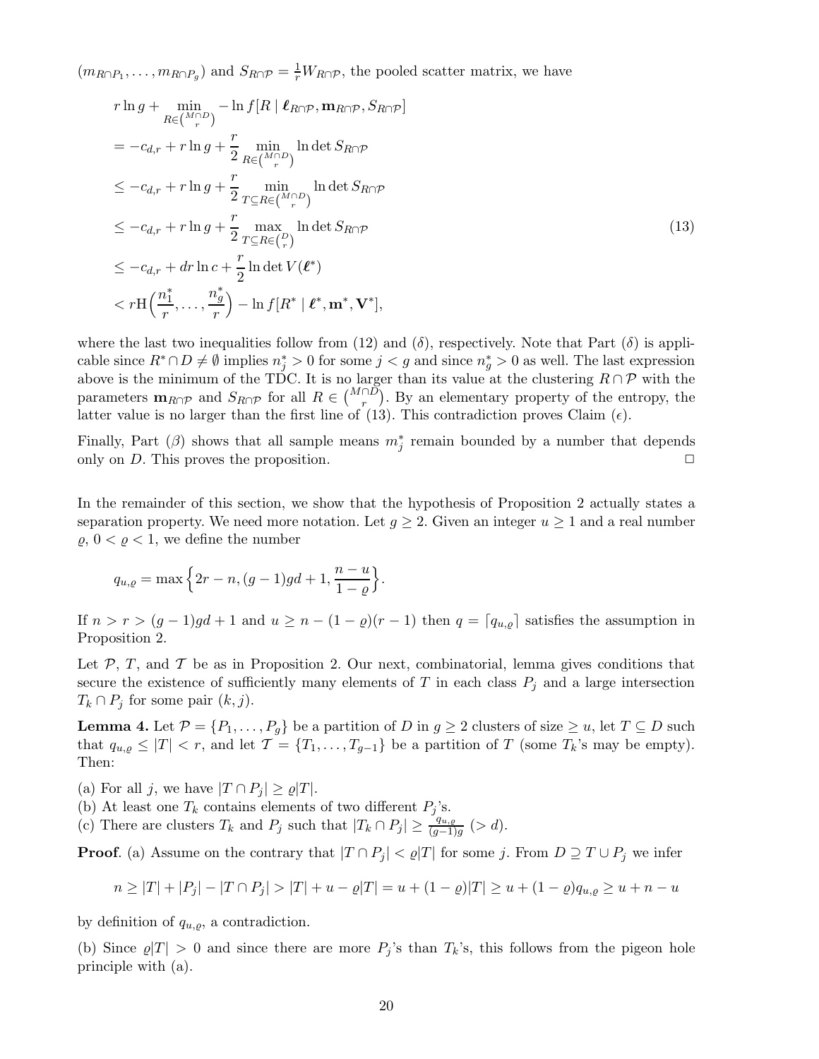$(m_{R\cap P_1},\ldots,m_{R\cap P_g})$ and $S_{R\cap\mathcal{P}} = \frac{1}{r}W_{R\cap\mathcal{P}}$, the pooled scatter matrix, we have

$$
\begin{aligned}
& r\ln g + \min_{R\in\binom{M\cap D}{r}} -\ln f[R \mid \boldsymbol{\ell}_{R\cap\mathcal{P}}, \mathbf{m}_{R\cap\mathcal{P}}, S_{R\cap\mathcal{P}}] \\
&= -c_{d,r} + r\ln g + \frac{r}{2}\min_{R\in\binom{M\cap D}{r}} \ln\det S_{R\cap\mathcal{P}} \\
&\le -c_{d,r} + r\ln g + \frac{r}{2}\min_{T\subseteq R\in\binom{M\cap D}{r}} \ln\det S_{R\cap\mathcal{P}} \\
&\le -c_{d,r} + r\ln g + \frac{r}{2}\max_{T\subseteq R\in\binom{D}{r}} \ln\det S_{R\cap\mathcal{P}} \\
&\le -c_{d,r} + dr\ln c + \frac{r}{2}\ln\det V(\boldsymbol{\ell}^*) \\
&< r\mathrm{H}\Big(\frac{n_1^*}{r},\ldots,\frac{n_g^*}{r}\Big) - \ln f[R^* \mid \boldsymbol{\ell}^*, \mathbf{m}^*, \mathbf{V}^*],
\end{aligned}
\tag{13}
$$

where the last two inequalities follow from (12) and ($\delta$), respectively. Note that Part ($\delta$) is applicable since $R^*\cap D \neq \emptyset$ implies $n_j^* > 0$ for some $j < g$ and since $n_g^* > 0$ as well. The last expression above is the minimum of the TDC. It is no larger than its value at the clustering $R\cap\mathcal{P}$ with the parameters $\mathbf{m}_{R\cap\mathcal{P}}$ and $S_{R\cap\mathcal{P}}$ for all $R \in \binom{M\cap D}{r}$. By an elementary property of the entropy, the latter value is no larger than the first line of (13). This contradiction proves Claim ($\epsilon$).

Finally, Part ($\beta$) shows that all sample means $m_j^*$ remain bounded by a number that depends only on $D$. This proves the proposition. $\square$

In the remainder of this section, we show that the hypothesis of Proposition 2 actually states a separation property. We need more notation. Let $g \ge 2$. Given an integer $u \ge 1$ and a real number $\varrho$, $0 < \varrho < 1$, we define the number

$$
q_{u,\varrho} = \max\Big\{2r - n, (g-1)gd + 1, \frac{n-u}{1-\varrho}\Big\}.
$$

If $n > r > (g-1)gd + 1$ and $u \ge n - (1-\varrho)(r-1)$ then $q = \lceil q_{u,\varrho}\rceil$ satisfies the assumption in Proposition 2.

Let $\mathcal{P}$, $T$, and $\mathcal{T}$ be as in Proposition 2. Our next, combinatorial, lemma gives conditions that secure the existence of sufficiently many elements of $T$ in each class $P_j$ and a large intersection $T_k \cap P_j$ for some pair $(k, j)$.

**Lemma 4.** Let $\mathcal{P} = \{P_1,\ldots,P_g\}$ be a partition of $D$ in $g \ge 2$ clusters of size $\ge u$, let $T \subseteq D$ such that $q_{u,\varrho} \le |T| < r$, and let $\mathcal{T} = \{T_1,\ldots,T_{g-1}\}$ be a partition of $T$ (some $T_k$'s may be empty). Then:

(a) For all $j$, we have $|T\cap P_j| \ge \varrho|T|$.
(b) At least one $T_k$ contains elements of two different $P_j$'s.
(c) There are clusters $T_k$ and $P_j$ such that $|T_k \cap P_j| \ge \frac{q_{u,\varrho}}{(g-1)g}$ ($> d$).

**Proof**. (a) Assume on the contrary that $|T\cap P_j| < \varrho|T|$ for some $j$. From $D \supseteq T\cup P_j$ we infer

$$
n \ge |T| + |P_j| - |T\cap P_j| > |T| + u - \varrho|T| = u + (1-\varrho)|T| \ge u + (1-\varrho)q_{u,\varrho} \ge u + n - u
$$

by definition of $q_{u,\varrho}$, a contradiction.

(b) Since $\varrho|T| > 0$ and since there are more $P_j$'s than $T_k$'s, this follows from the pigeon hole principle with (a).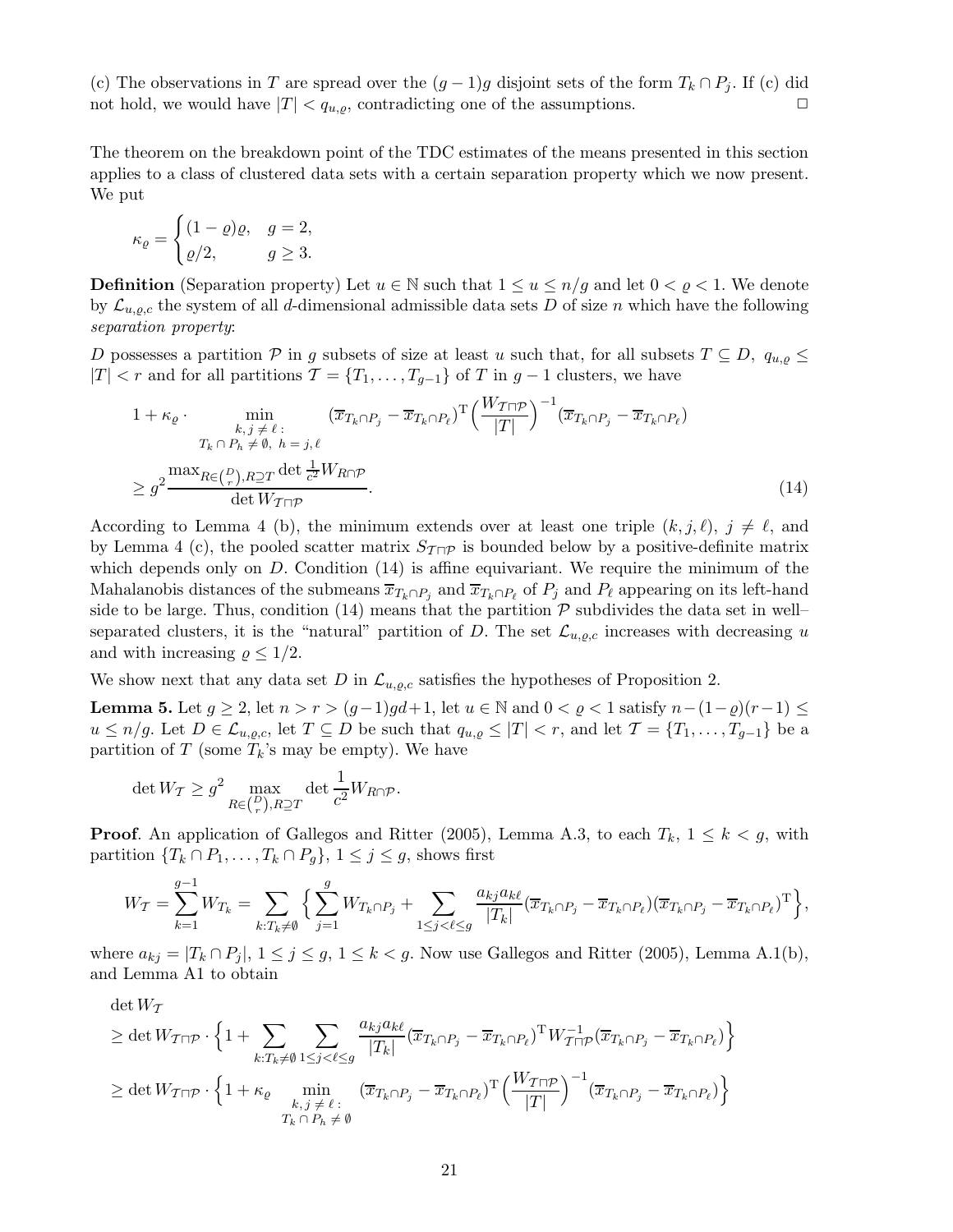(c) The observations in $T$ are spread over the $(g-1)g$ disjoint sets of the form $T_k \cap P_j$. If (c) did not hold, we would have $|T| < q_{u,\varrho}$, contradicting one of the assumptions. $\Box$

The theorem on the breakdown point of the TDC estimates of the means presented in this section applies to a class of clustered data sets with a certain separation property which we now present. We put

$$\kappa_\varrho = \begin{cases} (1-\varrho)\varrho, & g = 2, \\ \varrho/2, & g \geq 3. \end{cases}$$

**Definition** (Separation property) Let $u \in \mathbb{N}$ such that $1 \leq u \leq n/g$ and let $0 < \varrho < 1$. We denote by $\mathcal{L}_{u,\varrho,c}$ the system of all $d$-dimensional admissible data sets $D$ of size $n$ which have the following *separation property*:

$D$ possesses a partition $\mathcal{P}$ in $g$ subsets of size at least $u$ such that, for all subsets $T \subseteq D$, $q_{u,\varrho} \leq |T| < r$ and for all partitions $\mathcal{T} = \{T_1, \ldots, T_{g-1}\}$ of $T$ in $g-1$ clusters, we have

$$1 + \kappa_\varrho \cdot \min_{\substack{k,\, j \neq \ell: \\ T_k \cap P_h \neq \emptyset,\ h = j, \ell}} (\overline{x}_{T_k \cap P_j} - \overline{x}_{T_k \cap P_\ell})^{\mathrm{T}} \Big( \frac{W_{\mathcal{T} \sqcap \mathcal{P}}}{|T|} \Big)^{-1} (\overline{x}_{T_k \cap P_j} - \overline{x}_{T_k \cap P_\ell})$$
$$\geq g^2 \frac{\max_{R \in \binom{D}{r}, R \supseteq T} \det \frac{1}{c^2} W_{R \cap \mathcal{P}}}{\det W_{\mathcal{T} \sqcap \mathcal{P}}}. \tag{14}$$

According to Lemma 4 (b), the minimum extends over at least one triple $(k, j, \ell)$, $j \neq \ell$, and by Lemma 4 (c), the pooled scatter matrix $S_{\mathcal{T} \sqcap \mathcal{P}}$ is bounded below by a positive-definite matrix which depends only on $D$. Condition (14) is affine equivariant. We require the minimum of the Mahalanobis distances of the submeans $\overline{x}_{T_k \cap P_j}$ and $\overline{x}_{T_k \cap P_\ell}$ of $P_j$ and $P_\ell$ appearing on its left-hand side to be large. Thus, condition (14) means that the partition $\mathcal{P}$ subdivides the data set in well–separated clusters, it is the "natural" partition of $D$. The set $\mathcal{L}_{u,\varrho,c}$ increases with decreasing $u$ and with increasing $\varrho \leq 1/2$.

We show next that any data set $D$ in $\mathcal{L}_{u,\varrho,c}$ satisfies the hypotheses of Proposition 2.

**Lemma 5.** Let $g \geq 2$, let $n > r > (g-1)gd+1$, let $u \in \mathbb{N}$ and $0 < \varrho < 1$ satisfy $n - (1-\varrho)(r-1) \leq u \leq n/g$. Let $D \in \mathcal{L}_{u,\varrho,c}$, let $T \subseteq D$ be such that $q_{u,\varrho} \leq |T| < r$, and let $\mathcal{T} = \{T_1, \ldots, T_{g-1}\}$ be a partition of $T$ (some $T_k$'s may be empty). We have

$$\det W_{\mathcal{T}} \geq g^2 \max_{R \in \binom{D}{r}, R \supseteq T} \det \frac{1}{c^2} W_{R \cap \mathcal{P}}.$$

**Proof**. An application of Gallegos and Ritter (2005), Lemma A.3, to each $T_k$, $1 \leq k < g$, with partition $\{T_k \cap P_1, \ldots, T_k \cap P_g\}$, $1 \leq j \leq g$, shows first

$$W_{\mathcal{T}} = \sum_{k=1}^{g-1} W_{T_k} = \sum_{k: T_k \neq \emptyset} \Big\{ \sum_{j=1}^{g} W_{T_k \cap P_j} + \sum_{1 \leq j < \ell \leq g} \frac{a_{kj} a_{k\ell}}{|T_k|} (\overline{x}_{T_k \cap P_j} - \overline{x}_{T_k \cap P_\ell})(\overline{x}_{T_k \cap P_j} - \overline{x}_{T_k \cap P_\ell})^{\mathrm{T}} \Big\},$$

where $a_{kj} = |T_k \cap P_j|$, $1 \leq j \leq g$, $1 \leq k < g$. Now use Gallegos and Ritter (2005), Lemma A.1(b), and Lemma A1 to obtain

$$\det W_{\mathcal{T}}$$
$$\geq \det W_{\mathcal{T} \sqcap \mathcal{P}} \cdot \Big\{ 1 + \sum_{k: T_k \neq \emptyset} \sum_{1 \leq j < \ell \leq g} \frac{a_{kj} a_{k\ell}}{|T_k|} (\overline{x}_{T_k \cap P_j} - \overline{x}_{T_k \cap P_\ell})^{\mathrm{T}} W_{\mathcal{T} \sqcap \mathcal{P}}^{-1} (\overline{x}_{T_k \cap P_j} - \overline{x}_{T_k \cap P_\ell}) \Big\}$$
$$\geq \det W_{\mathcal{T} \sqcap \mathcal{P}} \cdot \Big\{ 1 + \kappa_\varrho \min_{\substack{k,\, j \neq \ell: \\ T_k \cap P_h \neq \emptyset}} (\overline{x}_{T_k \cap P_j} - \overline{x}_{T_k \cap P_\ell})^{\mathrm{T}} \Big( \frac{W_{\mathcal{T} \sqcap \mathcal{P}}}{|T|} \Big)^{-1} (\overline{x}_{T_k \cap P_j} - \overline{x}_{T_k \cap P_\ell}) \Big\}$$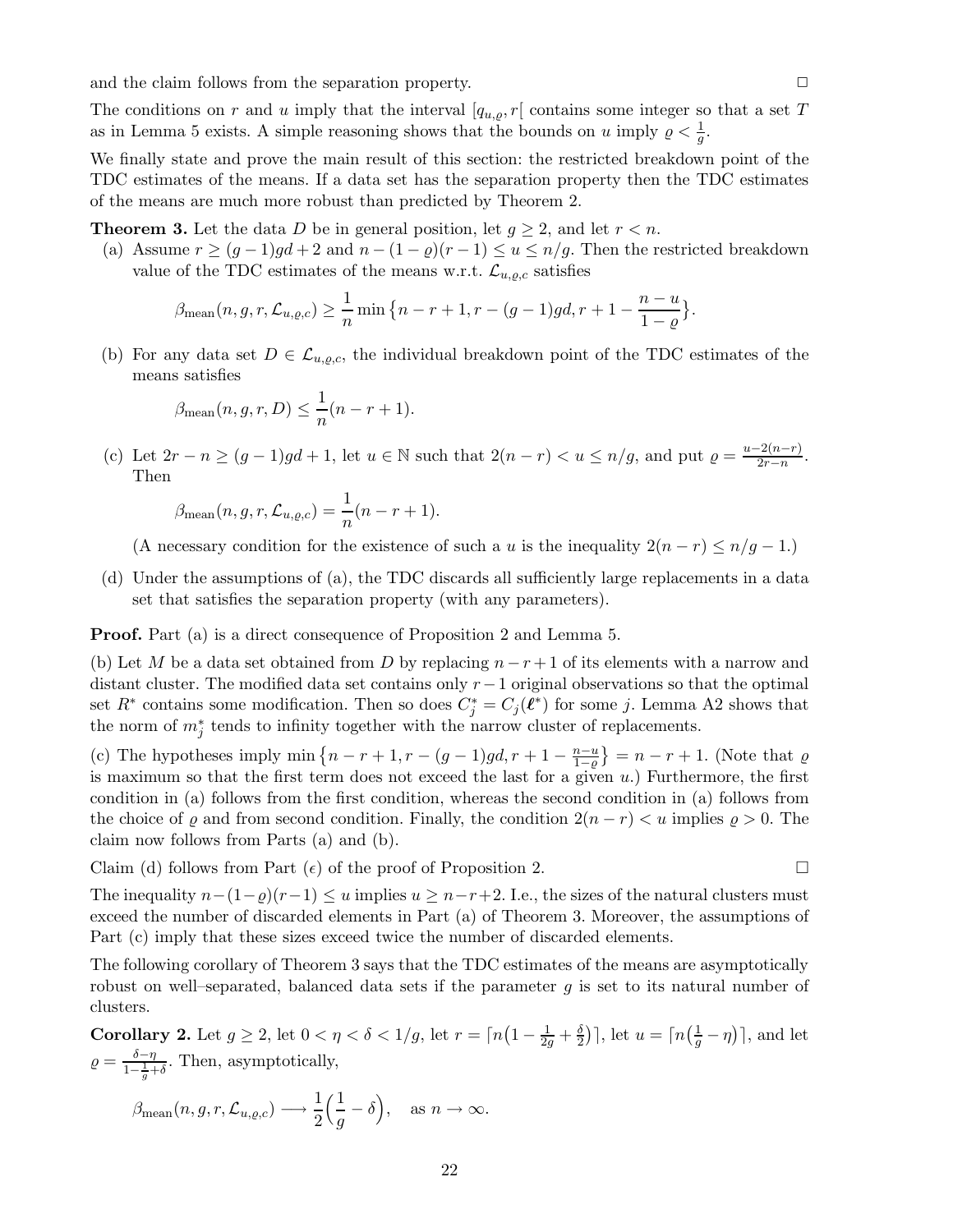and the claim follows from the separation property. □

The conditions on $r$ and $u$ imply that the interval $[q_{u,\varrho}, r[$ contains some integer so that a set $T$ as in Lemma 5 exists. A simple reasoning shows that the bounds on $u$ imply $\varrho < \frac{1}{g}$.

We finally state and prove the main result of this section: the restricted breakdown point of the TDC estimates of the means. If a data set has the separation property then the TDC estimates of the means are much more robust than predicted by Theorem 2.

**Theorem 3.** Let the data $D$ be in general position, let $g \geq 2$, and let $r < n$.

(a) Assume $r \geq (g-1)gd + 2$ and $n - (1-\varrho)(r-1) \leq u \leq n/g$. Then the restricted breakdown value of the TDC estimates of the means w.r.t. $\mathcal{L}_{u,\varrho,c}$ satisfies

$$\beta_{\text{mean}}(n, g, r, \mathcal{L}_{u,\varrho,c}) \geq \frac{1}{n} \min\left\{n - r + 1, r - (g-1)gd, r + 1 - \frac{n-u}{1-\varrho}\right\}.$$

(b) For any data set $D \in \mathcal{L}_{u,\varrho,c}$, the individual breakdown point of the TDC estimates of the means satisfies

$$\beta_{\text{mean}}(n, g, r, D) \leq \frac{1}{n}(n - r + 1).$$

(c) Let $2r - n \geq (g-1)gd + 1$, let $u \in \mathbb{N}$ such that $2(n-r) < u \leq n/g$, and put $\varrho = \frac{u - 2(n-r)}{2r - n}$. Then

$$\beta_{\text{mean}}(n, g, r, \mathcal{L}_{u,\varrho,c}) = \frac{1}{n}(n - r + 1).$$

(A necessary condition for the existence of such a $u$ is the inequality $2(n-r) \leq n/g - 1$.)

(d) Under the assumptions of (a), the TDC discards all sufficiently large replacements in a data set that satisfies the separation property (with any parameters).

**Proof.** Part (a) is a direct consequence of Proposition 2 and Lemma 5.

(b) Let $M$ be a data set obtained from $D$ by replacing $n - r + 1$ of its elements with a narrow and distant cluster. The modified data set contains only $r - 1$ original observations so that the optimal set $R^*$ contains some modification. Then so does $C_j^* = C_j(\boldsymbol{\ell}^*)$ for some $j$. Lemma A2 shows that the norm of $m_j^*$ tends to infinity together with the narrow cluster of replacements.

(c) The hypotheses imply $\min\left\{n - r + 1, r - (g-1)gd, r + 1 - \frac{n-u}{1-\varrho}\right\} = n - r + 1$. (Note that $\varrho$ is maximum so that the first term does not exceed the last for a given $u$.) Furthermore, the first condition in (a) follows from the first condition, whereas the second condition in (a) follows from the choice of $\varrho$ and from second condition. Finally, the condition $2(n-r) < u$ implies $\varrho > 0$. The claim now follows from Parts (a) and (b).

Claim (d) follows from Part ($\epsilon$) of the proof of Proposition 2. □

The inequality $n - (1-\varrho)(r-1) \leq u$ implies $u \geq n - r + 2$. I.e., the sizes of the natural clusters must exceed the number of discarded elements in Part (a) of Theorem 3. Moreover, the assumptions of Part (c) imply that these sizes exceed twice the number of discarded elements.

The following corollary of Theorem 3 says that the TDC estimates of the means are asymptotically robust on well–separated, balanced data sets if the parameter $g$ is set to its natural number of clusters.

**Corollary 2.** Let $g \geq 2$, let $0 < \eta < \delta < 1/g$, let $r = \lceil n\big(1 - \frac{1}{2g} + \frac{\delta}{2}\big)\rceil$, let $u = \lceil n\big(\frac{1}{g} - \eta\big)\rceil$, and let $\varrho = \frac{\delta - \eta}{1 - \frac{1}{g} + \delta}$. Then, asymptotically,

$$\beta_{\text{mean}}(n, g, r, \mathcal{L}_{u,\varrho,c}) \longrightarrow \frac{1}{2}\Big(\frac{1}{g} - \delta\Big), \quad \text{as } n \to \infty.$$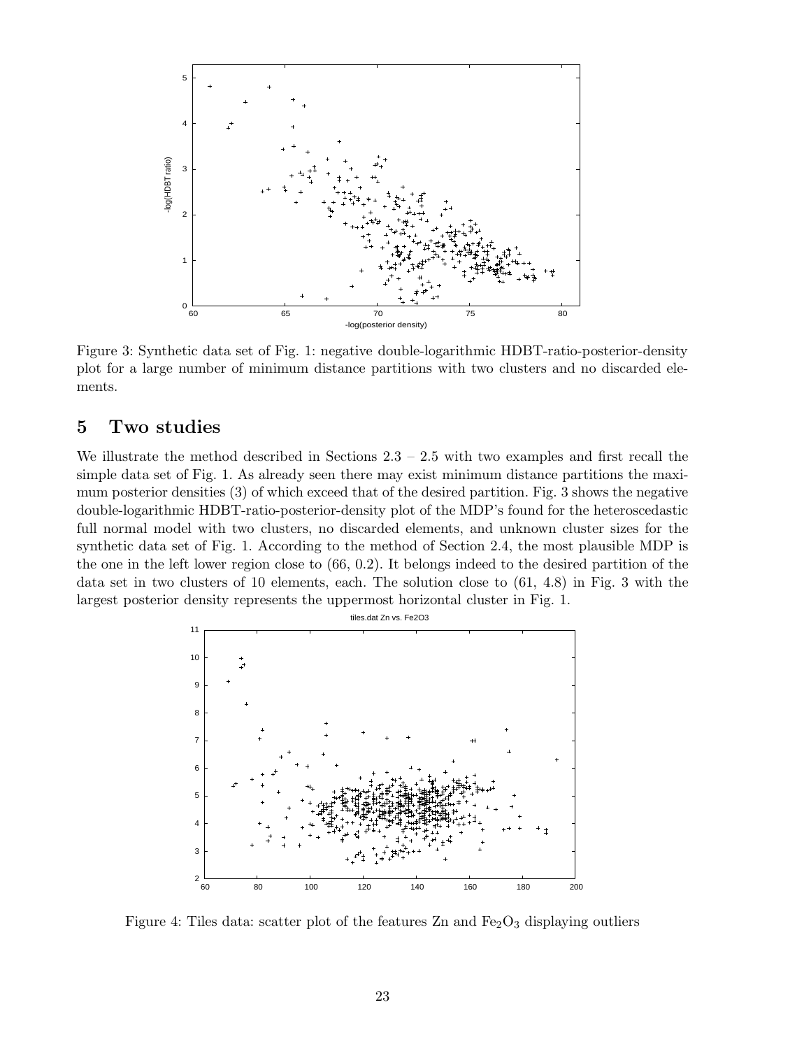Figure 3: Synthetic data set of Fig. 1: negative double-logarithmic HDBT-ratio-posterior-density plot for a large number of minimum distance partitions with two clusters and no discarded elements.

## 5 Two studies

We illustrate the method described in Sections 2.3 – 2.5 with two examples and first recall the simple data set of Fig. 1. As already seen there may exist minimum distance partitions the maximum posterior densities (3) of which exceed that of the desired partition. Fig. 3 shows the negative double-logarithmic HDBT-ratio-posterior-density plot of the MDP's found for the heteroscedastic full normal model with two clusters, no discarded elements, and unknown cluster sizes for the synthetic data set of Fig. 1. According to the method of Section 2.4, the most plausible MDP is the one in the left lower region close to (66, 0.2). It belongs indeed to the desired partition of the data set in two clusters of 10 elements, each. The solution close to (61, 4.8) in Fig. 3 with the largest posterior density represents the uppermost horizontal cluster in Fig. 1.

Figure 4: Tiles data: scatter plot of the features Zn and $Fe_2O_3$ displaying outliers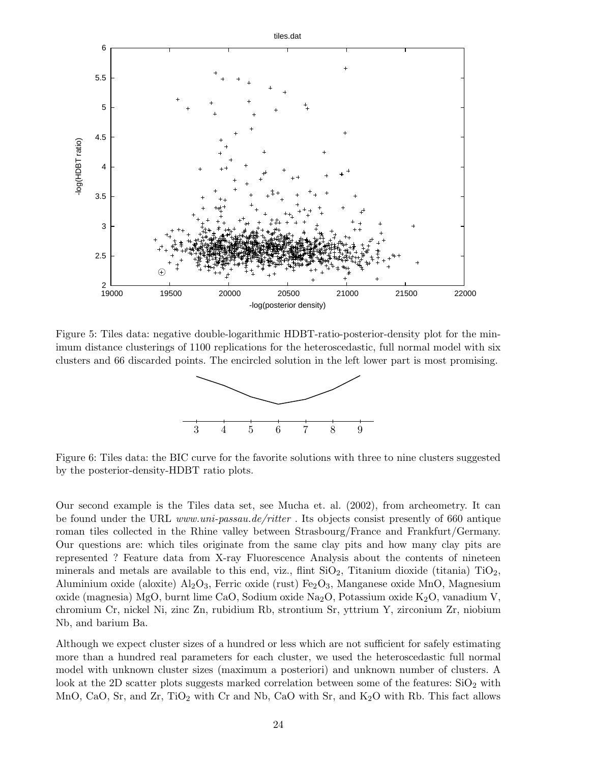Figure 5: Tiles data: negative double-logarithmic HDBT-ratio-posterior-density plot for the minimum distance clusterings of 1100 replications for the heteroscedastic, full normal model with six clusters and 66 discarded points. The encircled solution in the left lower part is most promising.

Figure 6: Tiles data: the BIC curve for the favorite solutions with three to nine clusters suggested by the posterior-density-HDBT ratio plots.

Our second example is the Tiles data set, see Mucha et. al. (2002), from archeometry. It can be found under the URL *www.uni-passau.de/ritter* . Its objects consist presently of 660 antique roman tiles collected in the Rhine valley between Strasbourg/France and Frankfurt/Germany. Our questions are: which tiles originate from the same clay pits and how many clay pits are represented ? Feature data from X-ray Fluorescence Analysis about the contents of nineteen minerals and metals are available to this end, viz., flint $SiO_2$, Titanium dioxide (titania) $TiO_2$, Aluminium oxide (aloxite) $Al_2O_3$, Ferric oxide (rust) $Fe_2O_3$, Manganese oxide MnO, Magnesium oxide (magnesia) MgO, burnt lime CaO, Sodium oxide $Na_2O$, Potassium oxide $K_2O$, vanadium V, chromium Cr, nickel Ni, zinc Zn, rubidium Rb, strontium Sr, yttrium Y, zirconium Zr, niobium Nb, and barium Ba.

Although we expect cluster sizes of a hundred or less which are not sufficient for safely estimating more than a hundred real parameters for each cluster, we used the heteroscedastic full normal model with unknown cluster sizes (maximum a posteriori) and unknown number of clusters. A look at the 2D scatter plots suggests marked correlation between some of the features: $SiO_2$ with MnO, CaO, Sr, and Zr, $TiO_2$ with Cr and Nb, CaO with Sr, and $K_2O$ with Rb. This fact allows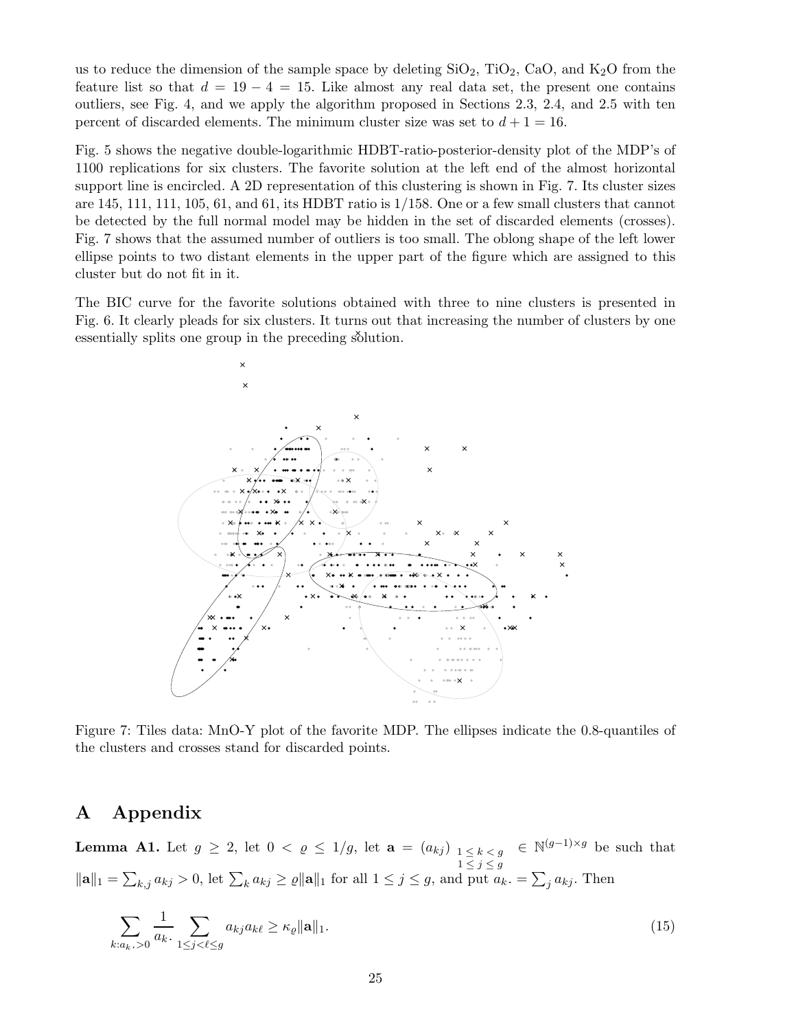us to reduce the dimension of the sample space by deleting $SiO_2$, $TiO_2$, CaO, and $K_2O$ from the feature list so that $d = 19 - 4 = 15$. Like almost any real data set, the present one contains outliers, see Fig. 4, and we apply the algorithm proposed in Sections 2.3, 2.4, and 2.5 with ten percent of discarded elements. The minimum cluster size was set to $d + 1 = 16$.

Fig. 5 shows the negative double-logarithmic HDBT-ratio-posterior-density plot of the MDP's of 1100 replications for six clusters. The favorite solution at the left end of the almost horizontal support line is encircled. A 2D representation of this clustering is shown in Fig. 7. Its cluster sizes are 145, 111, 111, 105, 61, and 61, its HDBT ratio is 1/158. One or a few small clusters that cannot be detected by the full normal model may be hidden in the set of discarded elements (crosses). Fig. 7 shows that the assumed number of outliers is too small. The oblong shape of the left lower ellipse points to two distant elements in the upper part of the figure which are assigned to this cluster but do not fit in it.

The BIC curve for the favorite solutions obtained with three to nine clusters is presented in Fig. 6. It clearly pleads for six clusters. It turns out that increasing the number of clusters by one essentially splits one group in the preceding solution.

Figure 7: Tiles data: MnO-Y plot of the favorite MDP. The ellipses indicate the 0.8-quantiles of the clusters and crosses stand for discarded points.

# A Appendix

**Lemma A1.** Let $g \geq 2$, let $0 < \varrho \leq 1/g$, let $\mathbf{a} = (a_{kj})_{\substack{1 \leq k < g \\ 1 \leq j \leq g}} \in \mathbb{N}^{(g-1)\times g}$ be such that $\|\mathbf{a}\|_1 = \sum_{k,j} a_{kj} > 0$, let $\sum_k a_{kj} \geq \varrho \|\mathbf{a}\|_1$ for all $1 \leq j \leq g$, and put $a_{k\cdot} = \sum_j a_{kj}$. Then

$$\sum_{k: a_{k\cdot} > 0} \frac{1}{a_{k\cdot}} \sum_{1 \leq j < \ell \leq g} a_{kj} a_{k\ell} \geq \kappa_\varrho \|\mathbf{a}\|_1. \tag{15}$$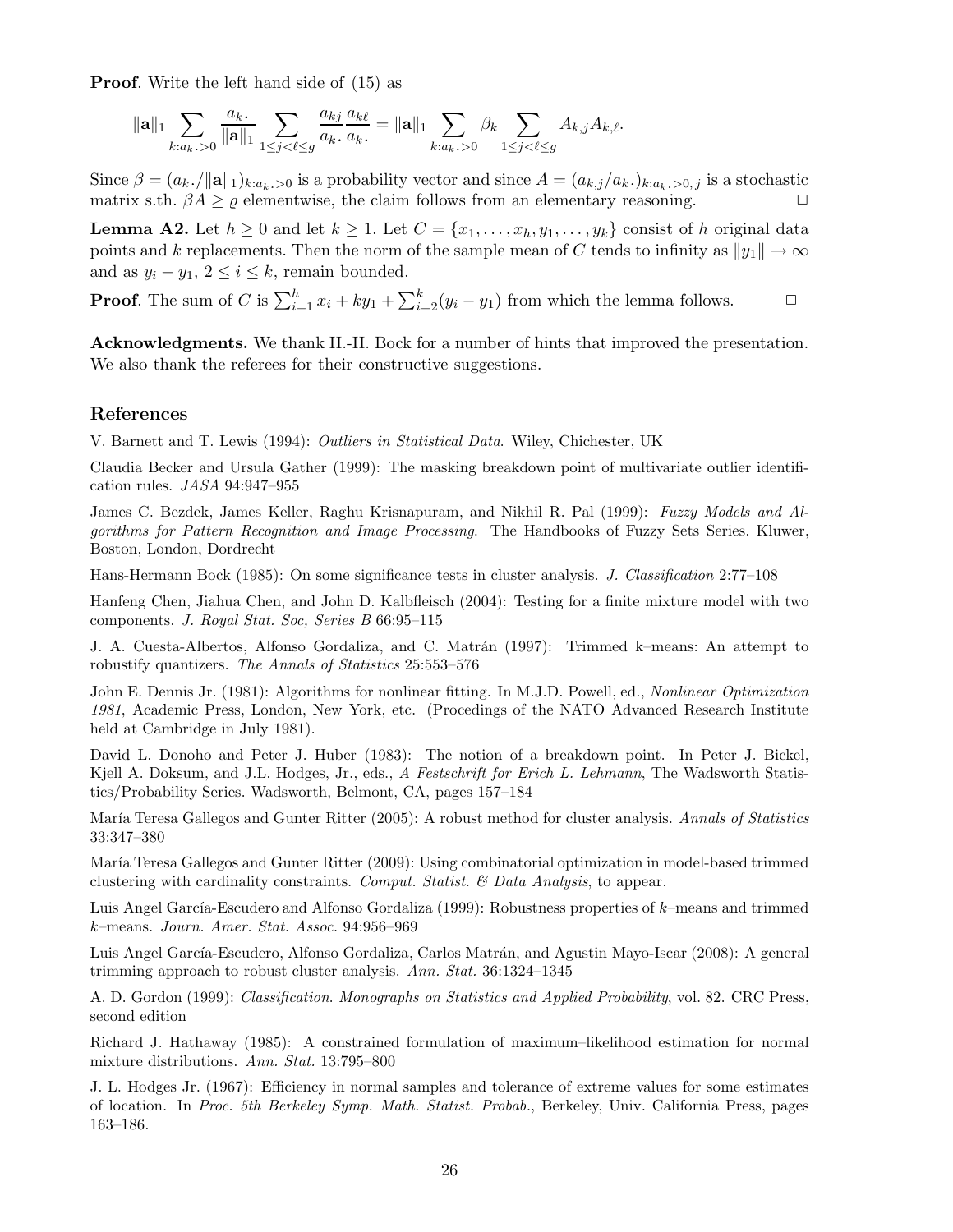**Proof**. Write the left hand side of (15) as

$$\|\mathbf{a}\|_1 \sum_{k:a_{k\cdot}>0} \frac{a_{k\cdot}}{\|\mathbf{a}\|_1} \sum_{1\le j<\ell\le g} \frac{a_{kj}}{a_{k\cdot}}\frac{a_{k\ell}}{a_{k\cdot}} = \|\mathbf{a}\|_1 \sum_{k:a_{k\cdot}>0} \beta_k \sum_{1\le j<\ell\le g} A_{k,j}A_{k,\ell}.$$

Since $\beta = (a_{k\cdot}/\|\mathbf{a}\|_1)_{k:a_{k\cdot}>0}$ is a probability vector and since $A = (a_{k,j}/a_{k\cdot})_{k:a_{k\cdot}>0,\,j}$ is a stochastic matrix s.th. $\beta A \ge \varrho$ elementwise, the claim follows from an elementary reasoning. □

**Lemma A2.** Let $h \ge 0$ and let $k \ge 1$. Let $C = \{x_1, \dots, x_h, y_1, \dots, y_k\}$ consist of $h$ original data points and $k$ replacements. Then the norm of the sample mean of $C$ tends to infinity as $\|y_1\| \to \infty$ and as $y_i - y_1$, $2 \le i \le k$, remain bounded.

**Proof**. The sum of $C$ is $\sum_{i=1}^h x_i + ky_1 + \sum_{i=2}^k (y_i - y_1)$ from which the lemma follows. □

**Acknowledgments.** We thank H.-H. Bock for a number of hints that improved the presentation. We also thank the referees for their constructive suggestions.

## References

V. Barnett and T. Lewis (1994): *Outliers in Statistical Data*. Wiley, Chichester, UK

Claudia Becker and Ursula Gather (1999): The masking breakdown point of multivariate outlier identification rules. *JASA* 94:947–955

James C. Bezdek, James Keller, Raghu Krisnapuram, and Nikhil R. Pal (1999): *Fuzzy Models and Algorithms for Pattern Recognition and Image Processing*. The Handbooks of Fuzzy Sets Series. Kluwer, Boston, London, Dordrecht

Hans-Hermann Bock (1985): On some significance tests in cluster analysis. *J. Classification* 2:77–108

Hanfeng Chen, Jiahua Chen, and John D. Kalbfleisch (2004): Testing for a finite mixture model with two components. *J. Royal Stat. Soc, Series B* 66:95–115

J. A. Cuesta-Albertos, Alfonso Gordaliza, and C. Matrán (1997): Trimmed k–means: An attempt to robustify quantizers. *The Annals of Statistics* 25:553–576

John E. Dennis Jr. (1981): Algorithms for nonlinear fitting. In M.J.D. Powell, ed., *Nonlinear Optimization 1981*, Academic Press, London, New York, etc. (Procedings of the NATO Advanced Research Institute held at Cambridge in July 1981).

David L. Donoho and Peter J. Huber (1983): The notion of a breakdown point. In Peter J. Bickel, Kjell A. Doksum, and J.L. Hodges, Jr., eds., *A Festschrift for Erich L. Lehmann*, The Wadsworth Statistics/Probability Series. Wadsworth, Belmont, CA, pages 157–184

María Teresa Gallegos and Gunter Ritter (2005): A robust method for cluster analysis. *Annals of Statistics* 33:347–380

María Teresa Gallegos and Gunter Ritter (2009): Using combinatorial optimization in model-based trimmed clustering with cardinality constraints. *Comput. Statist. & Data Analysis*, to appear.

Luis Angel García-Escudero and Alfonso Gordaliza (1999): Robustness properties of $k$–means and trimmed $k$–means. *Journ. Amer. Stat. Assoc.* 94:956–969

Luis Angel García-Escudero, Alfonso Gordaliza, Carlos Matrán, and Agustin Mayo-Iscar (2008): A general trimming approach to robust cluster analysis. *Ann. Stat.* 36:1324–1345

A. D. Gordon (1999): *Classification. Monographs on Statistics and Applied Probability*, vol. 82. CRC Press, second edition

Richard J. Hathaway (1985): A constrained formulation of maximum–likelihood estimation for normal mixture distributions. *Ann. Stat.* 13:795–800

J. L. Hodges Jr. (1967): Efficiency in normal samples and tolerance of extreme values for some estimates of location. In *Proc. 5th Berkeley Symp. Math. Statist. Probab.*, Berkeley, Univ. California Press, pages 163–186.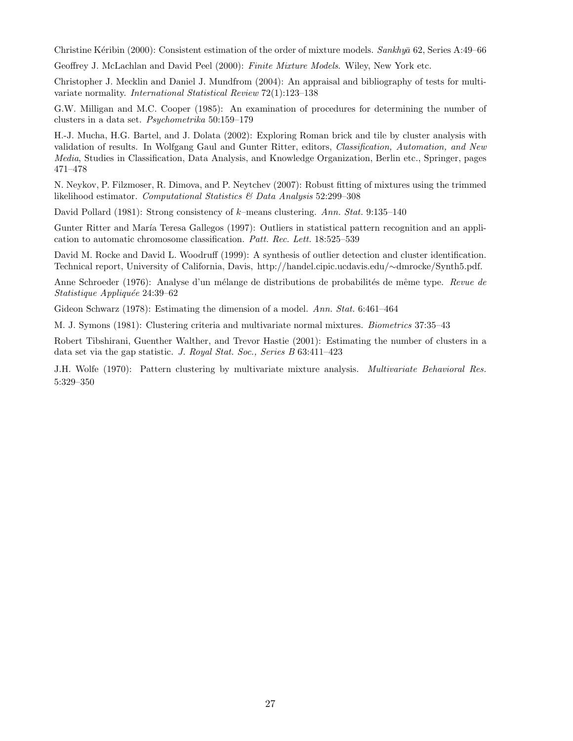Christine Kéribin (2000): Consistent estimation of the order of mixture models. *Sankhyā* 62, Series A:49–66

Geoffrey J. McLachlan and David Peel (2000): *Finite Mixture Models*. Wiley, New York etc.

Christopher J. Mecklin and Daniel J. Mundfrom (2004): An appraisal and bibliography of tests for multivariate normality. *International Statistical Review* 72(1):123–138

G.W. Milligan and M.C. Cooper (1985): An examination of procedures for determining the number of clusters in a data set. *Psychometrika* 50:159–179

H.-J. Mucha, H.G. Bartel, and J. Dolata (2002): Exploring Roman brick and tile by cluster analysis with validation of results. In Wolfgang Gaul and Gunter Ritter, editors, *Classification, Automation, and New Media*, Studies in Classification, Data Analysis, and Knowledge Organization, Berlin etc., Springer, pages 471–478

N. Neykov, P. Filzmoser, R. Dimova, and P. Neytchev (2007): Robust fitting of mixtures using the trimmed likelihood estimator. *Computational Statistics & Data Analysis* 52:299–308

David Pollard (1981): Strong consistency of $k$–means clustering. *Ann. Stat.* 9:135–140

Gunter Ritter and María Teresa Gallegos (1997): Outliers in statistical pattern recognition and an application to automatic chromosome classification. *Patt. Rec. Lett.* 18:525–539

David M. Rocke and David L. Woodruff (1999): A synthesis of outlier detection and cluster identification. Technical report, University of California, Davis, http://handel.cipic.ucdavis.edu/∼dmrocke/Synth5.pdf.

Anne Schroeder (1976): Analyse d'un mélange de distributions de probabilités de même type. *Revue de Statistique Appliquée* 24:39–62

Gideon Schwarz (1978): Estimating the dimension of a model. *Ann. Stat.* 6:461–464

M. J. Symons (1981): Clustering criteria and multivariate normal mixtures. *Biometrics* 37:35–43

Robert Tibshirani, Guenther Walther, and Trevor Hastie (2001): Estimating the number of clusters in a data set via the gap statistic. *J. Royal Stat. Soc., Series B* 63:411–423

J.H. Wolfe (1970): Pattern clustering by multivariate mixture analysis. *Multivariate Behavioral Res.* 5:329–350